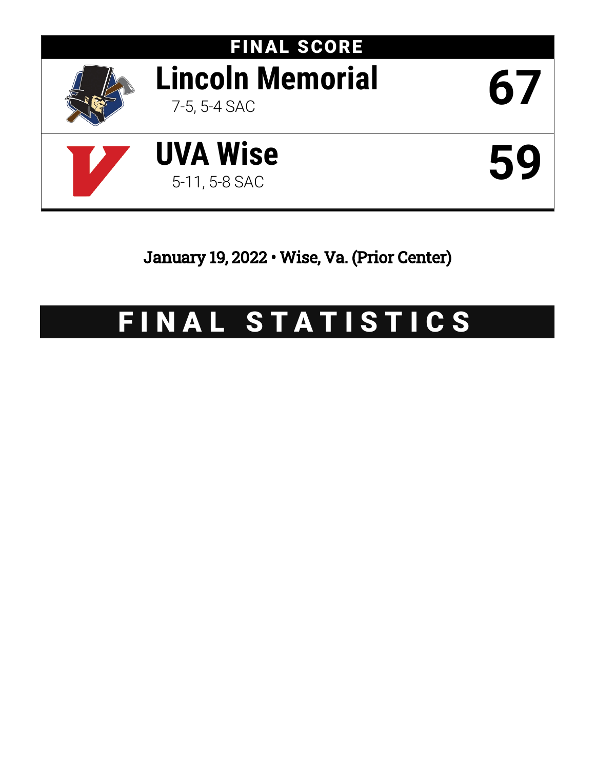# FINAL SCORE

| Team | Record | Score |
|---|---|---|
| **Lincoln Memorial** | 7-5, 5-4 SAC | **67** |
| **UVA Wise** | 5-11, 5-8 SAC | **59** |

January 19, 2022 • Wise, Va. (Prior Center)

# FINAL STATISTICS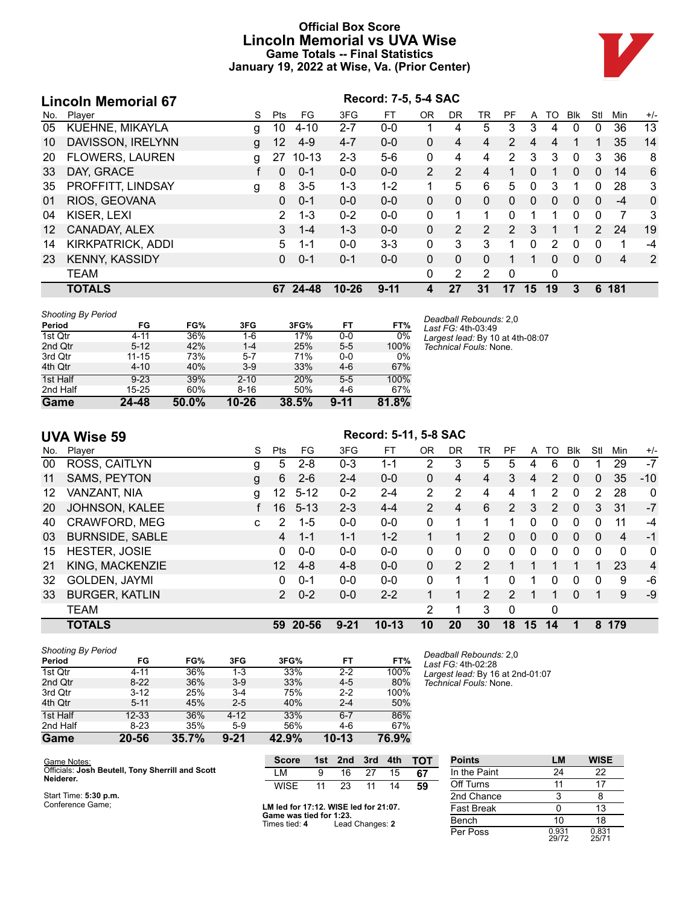# Official Box Score
# Lincoln Memorial vs UVA Wise
## Game Totals -- Final Statistics
## January 19, 2022 at Wise, Va. (Prior Center)

## Lincoln Memorial 67

**Record: 7-5, 5-4 SAC**

| No. | Player | S | Pts | FG | 3FG | FT | OR | DR | TR | PF | A | TO | Blk | Stl | Min | +/- |
|---|---|---|---|---|---|---|---|---|---|---|---|---|---|---|---|---|
| 05 | KUEHNE, MIKAYLA | g | 10 | 4-10 | 2-7 | 0-0 | 1 | 4 | 5 | 3 | 3 | 4 | 0 | 0 | 36 | 13 |
| 10 | DAVISSON, IRELYNN | g | 12 | 4-9 | 4-7 | 0-0 | 0 | 4 | 4 | 2 | 4 | 4 | 1 | 1 | 35 | 14 |
| 20 | FLOWERS, LAUREN | g | 27 | 10-13 | 2-3 | 5-6 | 0 | 4 | 4 | 2 | 3 | 3 | 0 | 3 | 36 | 8 |
| 33 | DAY, GRACE | f | 0 | 0-1 | 0-0 | 0-0 | 2 | 2 | 4 | 1 | 0 | 1 | 0 | 0 | 14 | 6 |
| 35 | PROFFITT, LINDSAY | g | 8 | 3-5 | 1-3 | 1-2 | 1 | 5 | 6 | 5 | 0 | 3 | 1 | 0 | 28 | 3 |
| 01 | RIOS, GEOVANA | | 0 | 0-1 | 0-0 | 0-0 | 0 | 0 | 0 | 0 | 0 | 0 | 0 | 0 | -4 | 0 |
| 04 | KISER, LEXI | | 2 | 1-3 | 0-2 | 0-0 | 0 | 1 | 1 | 0 | 1 | 1 | 0 | 0 | 7 | 3 |
| 12 | CANADAY, ALEX | | 3 | 1-4 | 1-3 | 0-0 | 0 | 2 | 2 | 2 | 3 | 1 | 1 | 2 | 24 | 19 |
| 14 | KIRKPATRICK, ADDI | | 5 | 1-1 | 0-0 | 3-3 | 0 | 3 | 3 | 1 | 0 | 2 | 0 | 0 | 1 | -4 |
| 23 | KENNY, KASSIDY | | 0 | 0-1 | 0-1 | 0-0 | 0 | 0 | 0 | 1 | 1 | 0 | 0 | 0 | 4 | 2 |
| | TEAM | | | | | | 0 | 2 | 2 | 0 | | 0 | | | | |
| | **TOTALS** | | **67** | **24-48** | **10-26** | **9-11** | **4** | **27** | **31** | **17** | **15** | **19** | **3** | **6** | **181** | |

*Shooting By Period*

| Period | FG | FG% | 3FG | 3FG% | FT | FT% |
|---|---|---|---|---|---|---|
| 1st Qtr | 4-11 | 36% | 1-6 | 17% | 0-0 | 0% |
| 2nd Qtr | 5-12 | 42% | 1-4 | 25% | 5-5 | 100% |
| 3rd Qtr | 11-15 | 73% | 5-7 | 71% | 0-0 | 0% |
| 4th Qtr | 4-10 | 40% | 3-9 | 33% | 4-6 | 67% |
| 1st Half | 9-23 | 39% | 2-10 | 20% | 5-5 | 100% |
| 2nd Half | 15-25 | 60% | 8-16 | 50% | 4-6 | 67% |
| **Game** | **24-48** | **50.0%** | **10-26** | **38.5%** | **9-11** | **81.8%** |

*Deadball Rebounds:* 2,0
*Last FG:* 4th-03:49
*Largest lead:* By 10 at 4th-08:07
*Technical Fouls:* None.

## UVA Wise 59

**Record: 5-11, 5-8 SAC**

| No. | Player | S | Pts | FG | 3FG | FT | OR | DR | TR | PF | A | TO | Blk | Stl | Min | +/- |
|---|---|---|---|---|---|---|---|---|---|---|---|---|---|---|---|---|
| 00 | ROSS, CAITLYN | g | 5 | 2-8 | 0-3 | 1-1 | 2 | 3 | 5 | 5 | 4 | 6 | 0 | 1 | 29 | -7 |
| 11 | SAMS, PEYTON | g | 6 | 2-6 | 2-4 | 0-0 | 0 | 4 | 4 | 3 | 4 | 2 | 0 | 0 | 35 | -10 |
| 12 | VANZANT, NIA | g | 12 | 5-12 | 0-2 | 2-4 | 2 | 2 | 4 | 4 | 1 | 2 | 0 | 2 | 28 | 0 |
| 20 | JOHNSON, KALEE | f | 16 | 5-13 | 2-3 | 4-4 | 2 | 4 | 6 | 2 | 3 | 2 | 0 | 3 | 31 | -7 |
| 40 | CRAWFORD, MEG | c | 2 | 1-5 | 0-0 | 0-0 | 0 | 1 | 1 | 1 | 0 | 0 | 0 | 0 | 11 | -4 |
| 03 | BURNSIDE, SABLE | | 4 | 1-1 | 1-1 | 1-2 | 1 | 1 | 2 | 0 | 0 | 0 | 0 | 0 | 4 | -1 |
| 15 | HESTER, JOSIE | | 0 | 0-0 | 0-0 | 0-0 | 0 | 0 | 0 | 0 | 0 | 0 | 0 | 0 | 0 | 0 |
| 21 | KING, MACKENZIE | | 12 | 4-8 | 4-8 | 0-0 | 0 | 2 | 2 | 1 | 1 | 1 | 1 | 1 | 23 | 4 |
| 32 | GOLDEN, JAYMI | | 0 | 0-1 | 0-0 | 0-0 | 0 | 1 | 1 | 0 | 1 | 0 | 0 | 0 | 9 | -6 |
| 33 | BURGER, KATLIN | | 2 | 0-2 | 0-0 | 2-2 | 1 | 1 | 2 | 2 | 1 | 1 | 0 | 1 | 9 | -9 |
| | TEAM | | | | | | 2 | 1 | 3 | 0 | | 0 | | | | |
| | **TOTALS** | | **59** | **20-56** | **9-21** | **10-13** | **10** | **20** | **30** | **18** | **15** | **14** | **1** | **8** | **179** | |

*Shooting By Period*

| Period | FG | FG% | 3FG | 3FG% | FT | FT% |
|---|---|---|---|---|---|---|
| 1st Qtr | 4-11 | 36% | 1-3 | 33% | 2-2 | 100% |
| 2nd Qtr | 8-22 | 36% | 3-9 | 33% | 4-5 | 80% |
| 3rd Qtr | 3-12 | 25% | 3-4 | 75% | 2-2 | 100% |
| 4th Qtr | 5-11 | 45% | 2-5 | 40% | 2-4 | 50% |
| 1st Half | 12-33 | 36% | 4-12 | 33% | 6-7 | 86% |
| 2nd Half | 8-23 | 35% | 5-9 | 56% | 4-6 | 67% |
| **Game** | **20-56** | **35.7%** | **9-21** | **42.9%** | **10-13** | **76.9%** |

*Deadball Rebounds:* 2,0
*Last FG:* 4th-02:28
*Largest lead:* By 16 at 2nd-01:07
*Technical Fouls:* None.

Game Notes:
Officials: **Josh Beutell, Tony Sherrill and Scott Neiderer.**

Start Time: **5:30 p.m.**
Conference Game;

| Score | 1st | 2nd | 3rd | 4th | TOT |
|---|---|---|---|---|---|
| LM | 9 | 16 | 27 | 15 | **67** |
| WISE | 11 | 23 | 11 | 14 | **59** |

**LM led for 17:12. WISE led for 21:07.**
**Game was tied for 1:23.**
Times tied: **4** Lead Changes: **2**

| Points | LM | WISE |
|---|---|---|
| In the Paint | 24 | 22 |
| Off Turns | 11 | 17 |
| 2nd Chance | 3 | 8 |
| Fast Break | 0 | 13 |
| Bench | 10 | 18 |
| Per Poss | 0.931 29/72 | 0.831 25/71 |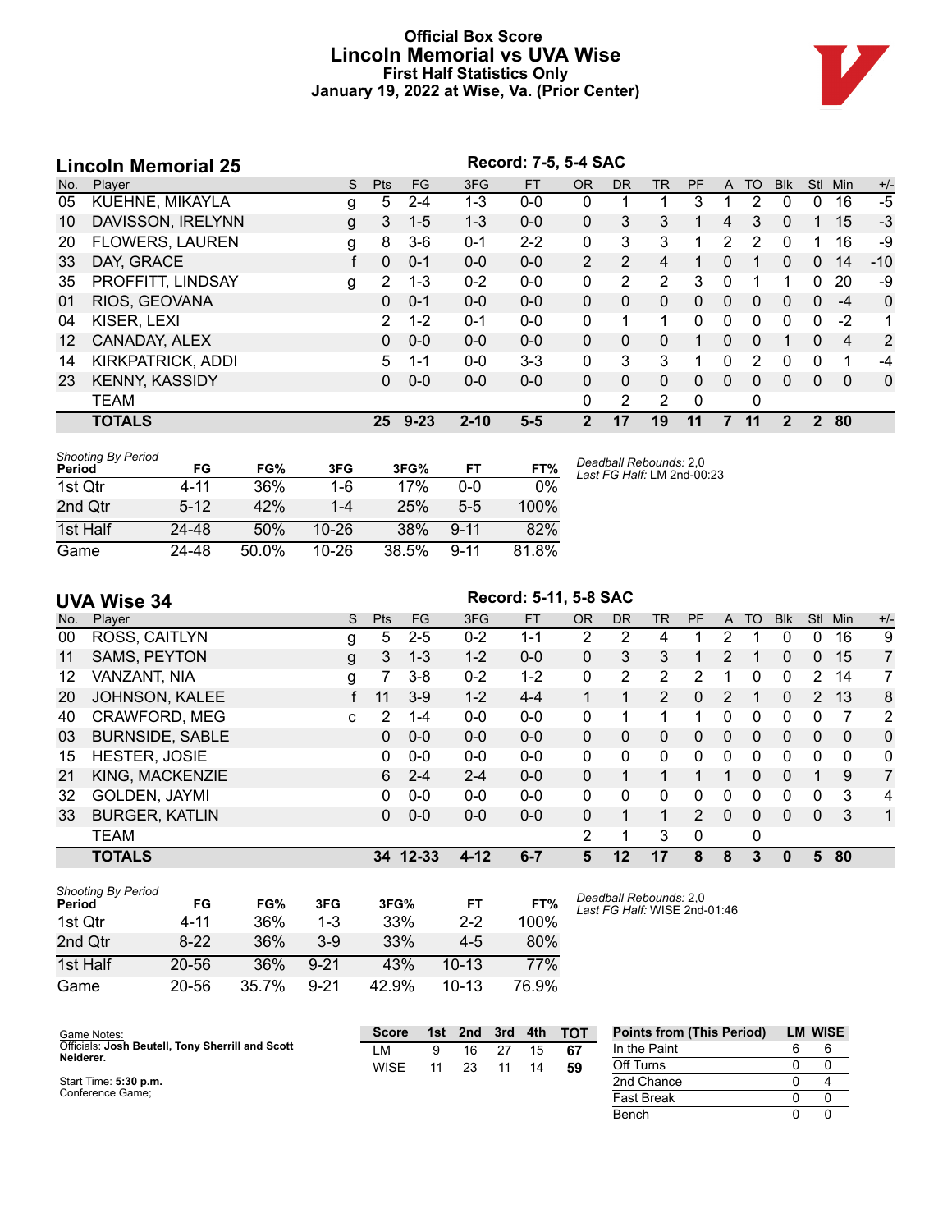# Official Box Score
## Lincoln Memorial vs UVA Wise
### First Half Statistics Only
### January 19, 2022 at Wise, Va. (Prior Center)

## Lincoln Memorial 25

Record: 7-5, 5-4 SAC

| No. | Player | S | Pts | FG | 3FG | FT | OR | DR | TR | PF | A | TO | Blk | Stl | Min | +/- |
|---|---|---|---|---|---|---|---|---|---|---|---|---|---|---|---|---|
| 05 | KUEHNE, MIKAYLA | g | 5 | 2-4 | 1-3 | 0-0 | 0 | 1 | 1 | 3 | 1 | 2 | 0 | 0 | 16 | -5 |
| 10 | DAVISSON, IRELYNN | g | 3 | 1-5 | 1-3 | 0-0 | 0 | 3 | 3 | 1 | 4 | 3 | 0 | 1 | 15 | -3 |
| 20 | FLOWERS, LAUREN | g | 8 | 3-6 | 0-1 | 2-2 | 0 | 3 | 3 | 1 | 2 | 2 | 0 | 1 | 16 | -9 |
| 33 | DAY, GRACE | f | 0 | 0-1 | 0-0 | 0-0 | 2 | 2 | 4 | 1 | 0 | 1 | 0 | 0 | 14 | -10 |
| 35 | PROFFITT, LINDSAY | g | 2 | 1-3 | 0-2 | 0-0 | 0 | 2 | 2 | 3 | 0 | 1 | 1 | 0 | 20 | -9 |
| 01 | RIOS, GEOVANA | | 0 | 0-1 | 0-0 | 0-0 | 0 | 0 | 0 | 0 | 0 | 0 | 0 | 0 | -4 | 0 |
| 04 | KISER, LEXI | | 2 | 1-2 | 0-1 | 0-0 | 0 | 1 | 1 | 0 | 0 | 0 | 0 | 0 | -2 | 1 |
| 12 | CANADAY, ALEX | | 0 | 0-0 | 0-0 | 0-0 | 0 | 0 | 0 | 1 | 0 | 0 | 1 | 0 | 4 | 2 |
| 14 | KIRKPATRICK, ADDI | | 5 | 1-1 | 0-0 | 3-3 | 0 | 3 | 3 | 1 | 0 | 2 | 0 | 0 | 1 | -4 |
| 23 | KENNY, KASSIDY | | 0 | 0-0 | 0-0 | 0-0 | 0 | 0 | 0 | 0 | 0 | 0 | 0 | 0 | 0 | 0 |
| | TEAM | | | | | | 0 | 2 | 2 | 0 | | 0 | | | | |
| | **TOTALS** | | **25** | **9-23** | **2-10** | **5-5** | **2** | **17** | **19** | **11** | **7** | **11** | **2** | **2** | **80** | |

*Shooting By Period*

| Period | FG | FG% | 3FG | 3FG% | FT | FT% |
|---|---|---|---|---|---|---|
| 1st Qtr | 4-11 | 36% | 1-6 | 17% | 0-0 | 0% |
| 2nd Qtr | 5-12 | 42% | 1-4 | 25% | 5-5 | 100% |
| 1st Half | 24-48 | 50% | 10-26 | 38% | 9-11 | 82% |
| Game | 24-48 | 50.0% | 10-26 | 38.5% | 9-11 | 81.8% |

*Deadball Rebounds:* 2,0
*Last FG Half:* LM 2nd-00:23

## UVA Wise 34

Record: 5-11, 5-8 SAC

| No. | Player | S | Pts | FG | 3FG | FT | OR | DR | TR | PF | A | TO | Blk | Stl | Min | +/- |
|---|---|---|---|---|---|---|---|---|---|---|---|---|---|---|---|---|
| 00 | ROSS, CAITLYN | g | 5 | 2-5 | 0-2 | 1-1 | 2 | 2 | 4 | 1 | 2 | 1 | 0 | 0 | 16 | 9 |
| 11 | SAMS, PEYTON | g | 3 | 1-3 | 1-2 | 0-0 | 0 | 3 | 3 | 1 | 2 | 1 | 0 | 0 | 15 | 7 |
| 12 | VANZANT, NIA | g | 7 | 3-8 | 0-2 | 1-2 | 0 | 2 | 2 | 2 | 1 | 0 | 0 | 2 | 14 | 7 |
| 20 | JOHNSON, KALEE | f | 11 | 3-9 | 1-2 | 4-4 | 1 | 1 | 2 | 0 | 2 | 1 | 0 | 2 | 13 | 8 |
| 40 | CRAWFORD, MEG | c | 2 | 1-4 | 0-0 | 0-0 | 0 | 1 | 1 | 1 | 0 | 0 | 0 | 0 | 7 | 2 |
| 03 | BURNSIDE, SABLE | | 0 | 0-0 | 0-0 | 0-0 | 0 | 0 | 0 | 0 | 0 | 0 | 0 | 0 | 0 | 0 |
| 15 | HESTER, JOSIE | | 0 | 0-0 | 0-0 | 0-0 | 0 | 0 | 0 | 0 | 0 | 0 | 0 | 0 | 0 | 0 |
| 21 | KING, MACKENZIE | | 6 | 2-4 | 2-4 | 0-0 | 0 | 1 | 1 | 1 | 1 | 0 | 0 | 1 | 9 | 7 |
| 32 | GOLDEN, JAYMI | | 0 | 0-0 | 0-0 | 0-0 | 0 | 0 | 0 | 0 | 0 | 0 | 0 | 0 | 3 | 4 |
| 33 | BURGER, KATLIN | | 0 | 0-0 | 0-0 | 0-0 | 0 | 1 | 1 | 2 | 0 | 0 | 0 | 0 | 3 | 1 |
| | TEAM | | | | | | 2 | 1 | 3 | 0 | | 0 | | | | |
| | **TOTALS** | | **34** | **12-33** | **4-12** | **6-7** | **5** | **12** | **17** | **8** | **8** | **3** | **0** | **5** | **80** | |

*Shooting By Period*

| Period | FG | FG% | 3FG | 3FG% | FT | FT% |
|---|---|---|---|---|---|---|
| 1st Qtr | 4-11 | 36% | 1-3 | 33% | 2-2 | 100% |
| 2nd Qtr | 8-22 | 36% | 3-9 | 33% | 4-5 | 80% |
| 1st Half | 20-56 | 36% | 9-21 | 43% | 10-13 | 77% |
| Game | 20-56 | 35.7% | 9-21 | 42.9% | 10-13 | 76.9% |

*Deadball Rebounds:* 2,0
*Last FG Half:* WISE 2nd-01:46

Game Notes:
Officials: **Josh Beutell, Tony Sherrill and Scott Neiderer.**

Start Time: **5:30 p.m.**
Conference Game;

| Score | 1st | 2nd | 3rd | 4th | TOT |
|---|---|---|---|---|---|
| LM | 9 | 16 | 27 | 15 | **67** |
| WISE | 11 | 23 | 11 | 14 | **59** |

| Points from (This Period) | LM | WISE |
|---|---|---|
| In the Paint | 6 | 6 |
| Off Turns | 0 | 0 |
| 2nd Chance | 0 | 4 |
| Fast Break | 0 | 0 |
| Bench | 0 | 0 |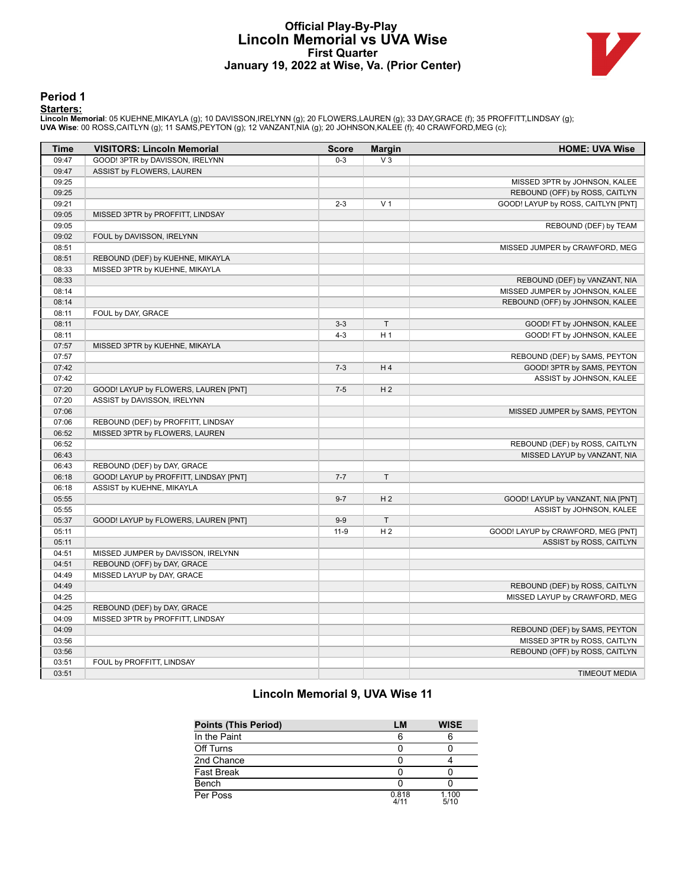# Official Play-By-Play
## Lincoln Memorial vs UVA Wise
### First Quarter
### January 19, 2022 at Wise, Va. (Prior Center)

## Period 1

**Starters:**

**Lincoln Memorial**: 05 KUEHNE,MIKAYLA (g); 10 DAVISSON,IRELYNN (g); 20 FLOWERS,LAUREN (g); 33 DAY,GRACE (f); 35 PROFFITT,LINDSAY (g);
**UVA Wise**: 00 ROSS,CAITLYN (g); 11 SAMS,PEYTON (g); 12 VANZANT,NIA (g); 20 JOHNSON,KALEE (f); 40 CRAWFORD,MEG (c);

| Time | VISITORS: Lincoln Memorial | Score | Margin | HOME: UVA Wise |
|---|---|---|---|---|
| 09:47 | GOOD! 3PTR by DAVISSON, IRELYNN | 0-3 | V 3 | |
| 09:47 | ASSIST by FLOWERS, LAUREN | | | |
| 09:25 | | | | MISSED 3PTR by JOHNSON, KALEE |
| 09:25 | | | | REBOUND (OFF) by ROSS, CAITLYN |
| 09:21 | | 2-3 | V 1 | GOOD! LAYUP by ROSS, CAITLYN [PNT] |
| 09:05 | MISSED 3PTR by PROFFITT, LINDSAY | | | |
| 09:05 | | | | REBOUND (DEF) by TEAM |
| 09:02 | FOUL by DAVISSON, IRELYNN | | | |
| 08:51 | | | | MISSED JUMPER by CRAWFORD, MEG |
| 08:51 | REBOUND (DEF) by KUEHNE, MIKAYLA | | | |
| 08:33 | MISSED 3PTR by KUEHNE, MIKAYLA | | | |
| 08:33 | | | | REBOUND (DEF) by VANZANT, NIA |
| 08:14 | | | | MISSED JUMPER by JOHNSON, KALEE |
| 08:14 | | | | REBOUND (OFF) by JOHNSON, KALEE |
| 08:11 | FOUL by DAY, GRACE | | | |
| 08:11 | | 3-3 | T | GOOD! FT by JOHNSON, KALEE |
| 08:11 | | 4-3 | H 1 | GOOD! FT by JOHNSON, KALEE |
| 07:57 | MISSED 3PTR by KUEHNE, MIKAYLA | | | |
| 07:57 | | | | REBOUND (DEF) by SAMS, PEYTON |
| 07:42 | | 7-3 | H 4 | GOOD! 3PTR by SAMS, PEYTON |
| 07:42 | | | | ASSIST by JOHNSON, KALEE |
| 07:20 | GOOD! LAYUP by FLOWERS, LAUREN [PNT] | 7-5 | H 2 | |
| 07:20 | ASSIST by DAVISSON, IRELYNN | | | |
| 07:06 | | | | MISSED JUMPER by SAMS, PEYTON |
| 07:06 | REBOUND (DEF) by PROFFITT, LINDSAY | | | |
| 06:52 | MISSED 3PTR by FLOWERS, LAUREN | | | |
| 06:52 | | | | REBOUND (DEF) by ROSS, CAITLYN |
| 06:43 | | | | MISSED LAYUP by VANZANT, NIA |
| 06:43 | REBOUND (DEF) by DAY, GRACE | | | |
| 06:18 | GOOD! LAYUP by PROFFITT, LINDSAY [PNT] | 7-7 | T | |
| 06:18 | ASSIST by KUEHNE, MIKAYLA | | | |
| 05:55 | | 9-7 | H 2 | GOOD! LAYUP by VANZANT, NIA [PNT] |
| 05:55 | | | | ASSIST by JOHNSON, KALEE |
| 05:37 | GOOD! LAYUP by FLOWERS, LAUREN [PNT] | 9-9 | T | |
| 05:11 | | 11-9 | H 2 | GOOD! LAYUP by CRAWFORD, MEG [PNT] |
| 05:11 | | | | ASSIST by ROSS, CAITLYN |
| 04:51 | MISSED JUMPER by DAVISSON, IRELYNN | | | |
| 04:51 | REBOUND (OFF) by DAY, GRACE | | | |
| 04:49 | MISSED LAYUP by DAY, GRACE | | | |
| 04:49 | | | | REBOUND (DEF) by ROSS, CAITLYN |
| 04:25 | | | | MISSED LAYUP by CRAWFORD, MEG |
| 04:25 | REBOUND (DEF) by DAY, GRACE | | | |
| 04:09 | MISSED 3PTR by PROFFITT, LINDSAY | | | |
| 04:09 | | | | REBOUND (DEF) by SAMS, PEYTON |
| 03:56 | | | | MISSED 3PTR by ROSS, CAITLYN |
| 03:56 | | | | REBOUND (OFF) by ROSS, CAITLYN |
| 03:51 | FOUL by PROFFITT, LINDSAY | | | |
| 03:51 | | | | TIMEOUT MEDIA |

## Lincoln Memorial 9, UVA Wise 11

| Points (This Period) | LM | WISE |
|---|---|---|
| In the Paint | 6 | 6 |
| Off Turns | 0 | 0 |
| 2nd Chance | 0 | 4 |
| Fast Break | 0 | 0 |
| Bench | 0 | 0 |
| Per Poss | 0.818 4/11 | 1.100 5/10 |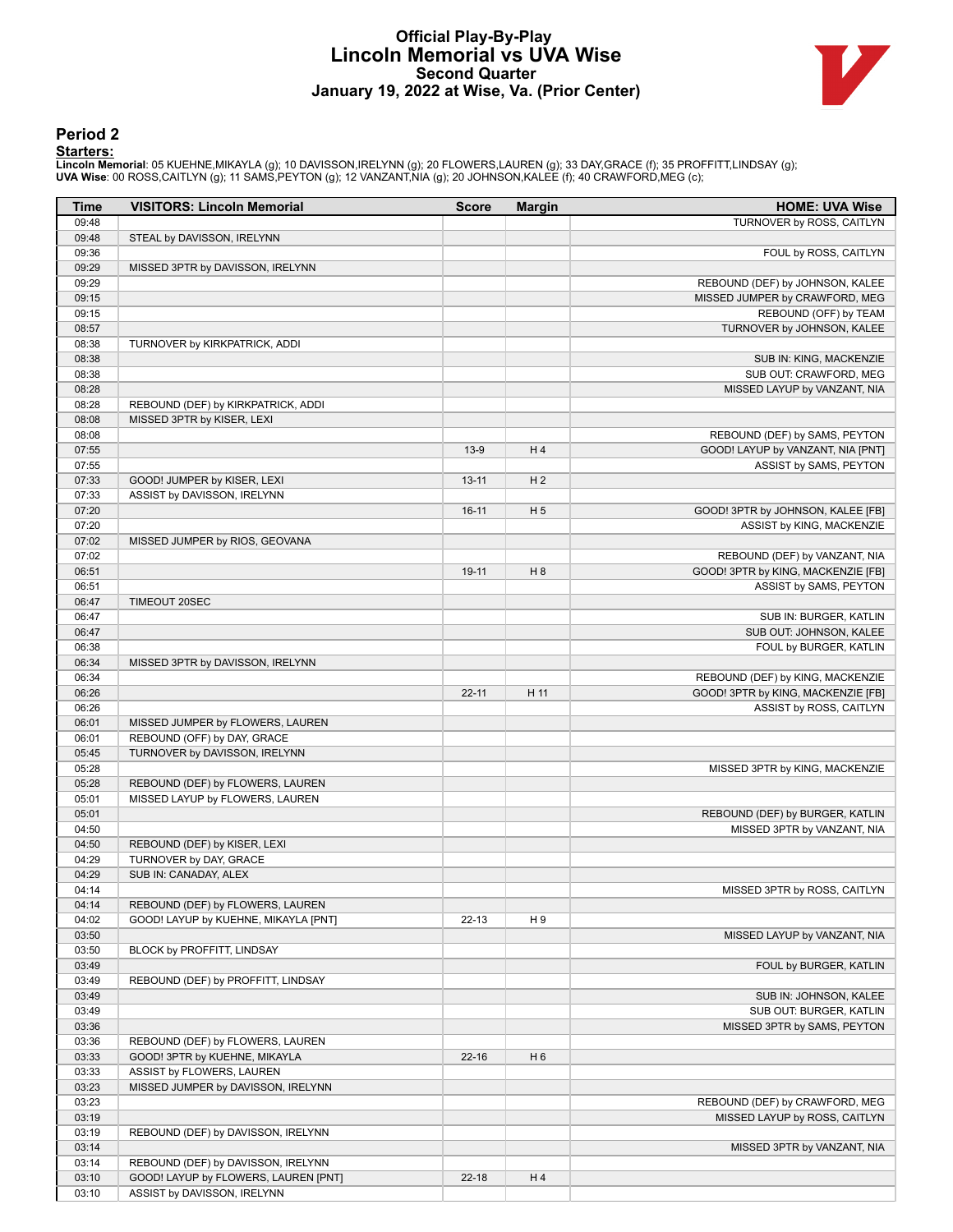# Official Play-By-Play
## Lincoln Memorial vs UVA Wise
### Second Quarter
### January 19, 2022 at Wise, Va. (Prior Center)

## Period 2

**Starters:**

**Lincoln Memorial**: 05 KUEHNE,MIKAYLA (g); 10 DAVISSON,IRELYNN (g); 20 FLOWERS,LAUREN (g); 33 DAY,GRACE (f); 35 PROFFITT,LINDSAY (g);
**UVA Wise**: 00 ROSS,CAITLYN (g); 11 SAMS,PEYTON (g); 12 VANZANT,NIA (g); 20 JOHNSON,KALEE (f); 40 CRAWFORD,MEG (c);

| Time | VISITORS: Lincoln Memorial | Score | Margin | HOME: UVA Wise |
|---|---|---|---|---|
| 09:48 | | | | TURNOVER by ROSS, CAITLYN |
| 09:48 | STEAL by DAVISSON, IRELYNN | | | |
| 09:36 | | | | FOUL by ROSS, CAITLYN |
| 09:29 | MISSED 3PTR by DAVISSON, IRELYNN | | | |
| 09:29 | | | | REBOUND (DEF) by JOHNSON, KALEE |
| 09:15 | | | | MISSED JUMPER by CRAWFORD, MEG |
| 09:15 | | | | REBOUND (OFF) by TEAM |
| 08:57 | | | | TURNOVER by JOHNSON, KALEE |
| 08:38 | TURNOVER by KIRKPATRICK, ADDI | | | |
| 08:38 | | | | SUB IN: KING, MACKENZIE |
| 08:38 | | | | SUB OUT: CRAWFORD, MEG |
| 08:28 | | | | MISSED LAYUP by VANZANT, NIA |
| 08:28 | REBOUND (DEF) by KIRKPATRICK, ADDI | | | |
| 08:08 | MISSED 3PTR by KISER, LEXI | | | |
| 08:08 | | | | REBOUND (DEF) by SAMS, PEYTON |
| 07:55 | | 13-9 | H 4 | GOOD! LAYUP by VANZANT, NIA [PNT] |
| 07:55 | | | | ASSIST by SAMS, PEYTON |
| 07:33 | GOOD! JUMPER by KISER, LEXI | 13-11 | H 2 | |
| 07:33 | ASSIST by DAVISSON, IRELYNN | | | |
| 07:20 | | 16-11 | H 5 | GOOD! 3PTR by JOHNSON, KALEE [FB] |
| 07:20 | | | | ASSIST by KING, MACKENZIE |
| 07:02 | MISSED JUMPER by RIOS, GEOVANA | | | |
| 07:02 | | | | REBOUND (DEF) by VANZANT, NIA |
| 06:51 | | 19-11 | H 8 | GOOD! 3PTR by KING, MACKENZIE [FB] |
| 06:51 | | | | ASSIST by SAMS, PEYTON |
| 06:47 | TIMEOUT 20SEC | | | |
| 06:47 | | | | SUB IN: BURGER, KATLIN |
| 06:47 | | | | SUB OUT: JOHNSON, KALEE |
| 06:38 | | | | FOUL by BURGER, KATLIN |
| 06:34 | MISSED 3PTR by DAVISSON, IRELYNN | | | |
| 06:34 | | | | REBOUND (DEF) by KING, MACKENZIE |
| 06:26 | | 22-11 | H 11 | GOOD! 3PTR by KING, MACKENZIE [FB] |
| 06:26 | | | | ASSIST by ROSS, CAITLYN |
| 06:01 | MISSED JUMPER by FLOWERS, LAUREN | | | |
| 06:01 | REBOUND (OFF) by DAY, GRACE | | | |
| 05:45 | TURNOVER by DAVISSON, IRELYNN | | | |
| 05:28 | | | | MISSED 3PTR by KING, MACKENZIE |
| 05:28 | REBOUND (DEF) by FLOWERS, LAUREN | | | |
| 05:01 | MISSED LAYUP by FLOWERS, LAUREN | | | |
| 05:01 | | | | REBOUND (DEF) by BURGER, KATLIN |
| 04:50 | | | | MISSED 3PTR by VANZANT, NIA |
| 04:50 | REBOUND (DEF) by KISER, LEXI | | | |
| 04:29 | TURNOVER by DAY, GRACE | | | |
| 04:29 | SUB IN: CANADAY, ALEX | | | |
| 04:14 | | | | MISSED 3PTR by ROSS, CAITLYN |
| 04:14 | REBOUND (DEF) by FLOWERS, LAUREN | | | |
| 04:02 | GOOD! LAYUP by KUEHNE, MIKAYLA [PNT] | 22-13 | H 9 | |
| 03:50 | | | | MISSED LAYUP by VANZANT, NIA |
| 03:50 | BLOCK by PROFFITT, LINDSAY | | | |
| 03:49 | | | | FOUL by BURGER, KATLIN |
| 03:49 | REBOUND (DEF) by PROFFITT, LINDSAY | | | |
| 03:49 | | | | SUB IN: JOHNSON, KALEE |
| 03:49 | | | | SUB OUT: BURGER, KATLIN |
| 03:36 | | | | MISSED 3PTR by SAMS, PEYTON |
| 03:36 | REBOUND (DEF) by FLOWERS, LAUREN | | | |
| 03:33 | GOOD! 3PTR by KUEHNE, MIKAYLA | 22-16 | H 6 | |
| 03:33 | ASSIST by FLOWERS, LAUREN | | | |
| 03:23 | MISSED JUMPER by DAVISSON, IRELYNN | | | |
| 03:23 | | | | REBOUND (DEF) by CRAWFORD, MEG |
| 03:19 | | | | MISSED LAYUP by ROSS, CAITLYN |
| 03:19 | REBOUND (DEF) by DAVISSON, IRELYNN | | | |
| 03:14 | | | | MISSED 3PTR by VANZANT, NIA |
| 03:14 | REBOUND (DEF) by DAVISSON, IRELYNN | | | |
| 03:10 | GOOD! LAYUP by FLOWERS, LAUREN [PNT] | 22-18 | H 4 | |
| 03:10 | ASSIST by DAVISSON, IRELYNN | | | |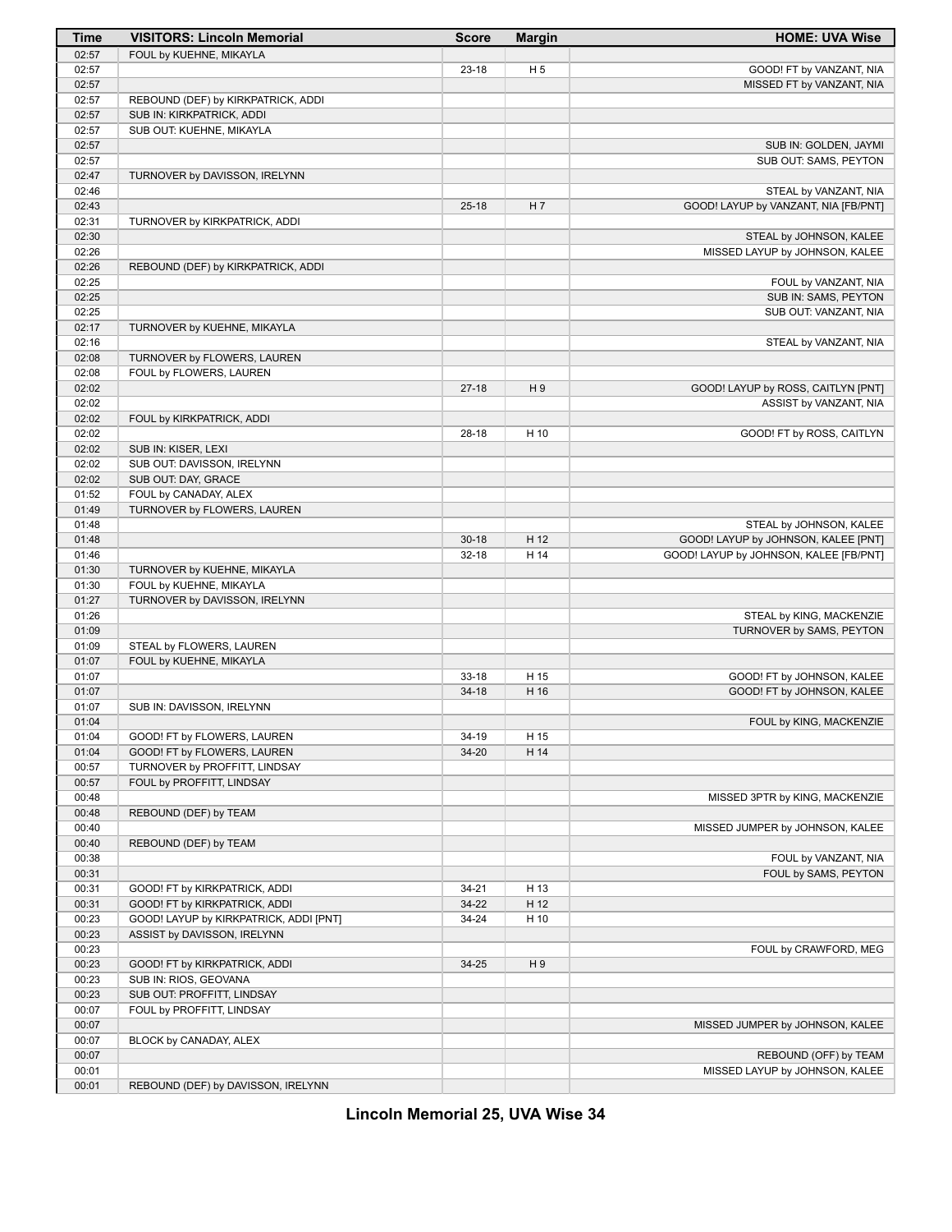| Time | VISITORS: Lincoln Memorial | Score | Margin | HOME: UVA Wise |
|---|---|---|---|---|
| 02:57 | FOUL by KUEHNE, MIKAYLA | | | |
| 02:57 | | 23-18 | H 5 | GOOD! FT by VANZANT, NIA |
| 02:57 | | | | MISSED FT by VANZANT, NIA |
| 02:57 | REBOUND (DEF) by KIRKPATRICK, ADDI | | | |
| 02:57 | SUB IN: KIRKPATRICK, ADDI | | | |
| 02:57 | SUB OUT: KUEHNE, MIKAYLA | | | |
| 02:57 | | | | SUB IN: GOLDEN, JAYMI |
| 02:57 | | | | SUB OUT: SAMS, PEYTON |
| 02:47 | TURNOVER by DAVISSON, IRELYNN | | | |
| 02:46 | | | | STEAL by VANZANT, NIA |
| 02:43 | | 25-18 | H 7 | GOOD! LAYUP by VANZANT, NIA [FB/PNT] |
| 02:31 | TURNOVER by KIRKPATRICK, ADDI | | | |
| 02:30 | | | | STEAL by JOHNSON, KALEE |
| 02:26 | | | | MISSED LAYUP by JOHNSON, KALEE |
| 02:26 | REBOUND (DEF) by KIRKPATRICK, ADDI | | | |
| 02:25 | | | | FOUL by VANZANT, NIA |
| 02:25 | | | | SUB IN: SAMS, PEYTON |
| 02:25 | | | | SUB OUT: VANZANT, NIA |
| 02:17 | TURNOVER by KUEHNE, MIKAYLA | | | |
| 02:16 | | | | STEAL by VANZANT, NIA |
| 02:08 | TURNOVER by FLOWERS, LAUREN | | | |
| 02:08 | FOUL by FLOWERS, LAUREN | | | |
| 02:02 | | 27-18 | H 9 | GOOD! LAYUP by ROSS, CAITLYN [PNT] |
| 02:02 | | | | ASSIST by VANZANT, NIA |
| 02:02 | FOUL by KIRKPATRICK, ADDI | | | |
| 02:02 | | 28-18 | H 10 | GOOD! FT by ROSS, CAITLYN |
| 02:02 | SUB IN: KISER, LEXI | | | |
| 02:02 | SUB OUT: DAVISSON, IRELYNN | | | |
| 02:02 | SUB OUT: DAY, GRACE | | | |
| 01:52 | FOUL by CANADAY, ALEX | | | |
| 01:49 | TURNOVER by FLOWERS, LAUREN | | | |
| 01:48 | | | | STEAL by JOHNSON, KALEE |
| 01:48 | | 30-18 | H 12 | GOOD! LAYUP by JOHNSON, KALEE [PNT] |
| 01:46 | | 32-18 | H 14 | GOOD! LAYUP by JOHNSON, KALEE [FB/PNT] |
| 01:30 | TURNOVER by KUEHNE, MIKAYLA | | | |
| 01:30 | FOUL by KUEHNE, MIKAYLA | | | |
| 01:27 | TURNOVER by DAVISSON, IRELYNN | | | |
| 01:26 | | | | STEAL by KING, MACKENZIE |
| 01:09 | | | | TURNOVER by SAMS, PEYTON |
| 01:09 | STEAL by FLOWERS, LAUREN | | | |
| 01:07 | FOUL by KUEHNE, MIKAYLA | | | |
| 01:07 | | 33-18 | H 15 | GOOD! FT by JOHNSON, KALEE |
| 01:07 | | 34-18 | H 16 | GOOD! FT by JOHNSON, KALEE |
| 01:07 | SUB IN: DAVISSON, IRELYNN | | | |
| 01:04 | | | | FOUL by KING, MACKENZIE |
| 01:04 | GOOD! FT by FLOWERS, LAUREN | 34-19 | H 15 | |
| 01:04 | GOOD! FT by FLOWERS, LAUREN | 34-20 | H 14 | |
| 00:57 | TURNOVER by PROFFITT, LINDSAY | | | |
| 00:57 | FOUL by PROFFITT, LINDSAY | | | |
| 00:48 | | | | MISSED 3PTR by KING, MACKENZIE |
| 00:48 | REBOUND (DEF) by TEAM | | | |
| 00:40 | | | | MISSED JUMPER by JOHNSON, KALEE |
| 00:40 | REBOUND (DEF) by TEAM | | | |
| 00:38 | | | | FOUL by VANZANT, NIA |
| 00:31 | | | | FOUL by SAMS, PEYTON |
| 00:31 | GOOD! FT by KIRKPATRICK, ADDI | 34-21 | H 13 | |
| 00:31 | GOOD! FT by KIRKPATRICK, ADDI | 34-22 | H 12 | |
| 00:23 | GOOD! LAYUP by KIRKPATRICK, ADDI [PNT] | 34-24 | H 10 | |
| 00:23 | ASSIST by DAVISSON, IRELYNN | | | |
| 00:23 | | | | FOUL by CRAWFORD, MEG |
| 00:23 | GOOD! FT by KIRKPATRICK, ADDI | 34-25 | H 9 | |
| 00:23 | SUB IN: RIOS, GEOVANA | | | |
| 00:23 | SUB OUT: PROFFITT, LINDSAY | | | |
| 00:07 | FOUL by PROFFITT, LINDSAY | | | |
| 00:07 | | | | MISSED JUMPER by JOHNSON, KALEE |
| 00:07 | BLOCK by CANADAY, ALEX | | | |
| 00:07 | | | | REBOUND (OFF) by TEAM |
| 00:01 | | | | MISSED LAYUP by JOHNSON, KALEE |
| 00:01 | REBOUND (DEF) by DAVISSON, IRELYNN | | | |

**Lincoln Memorial 25, UVA Wise 34**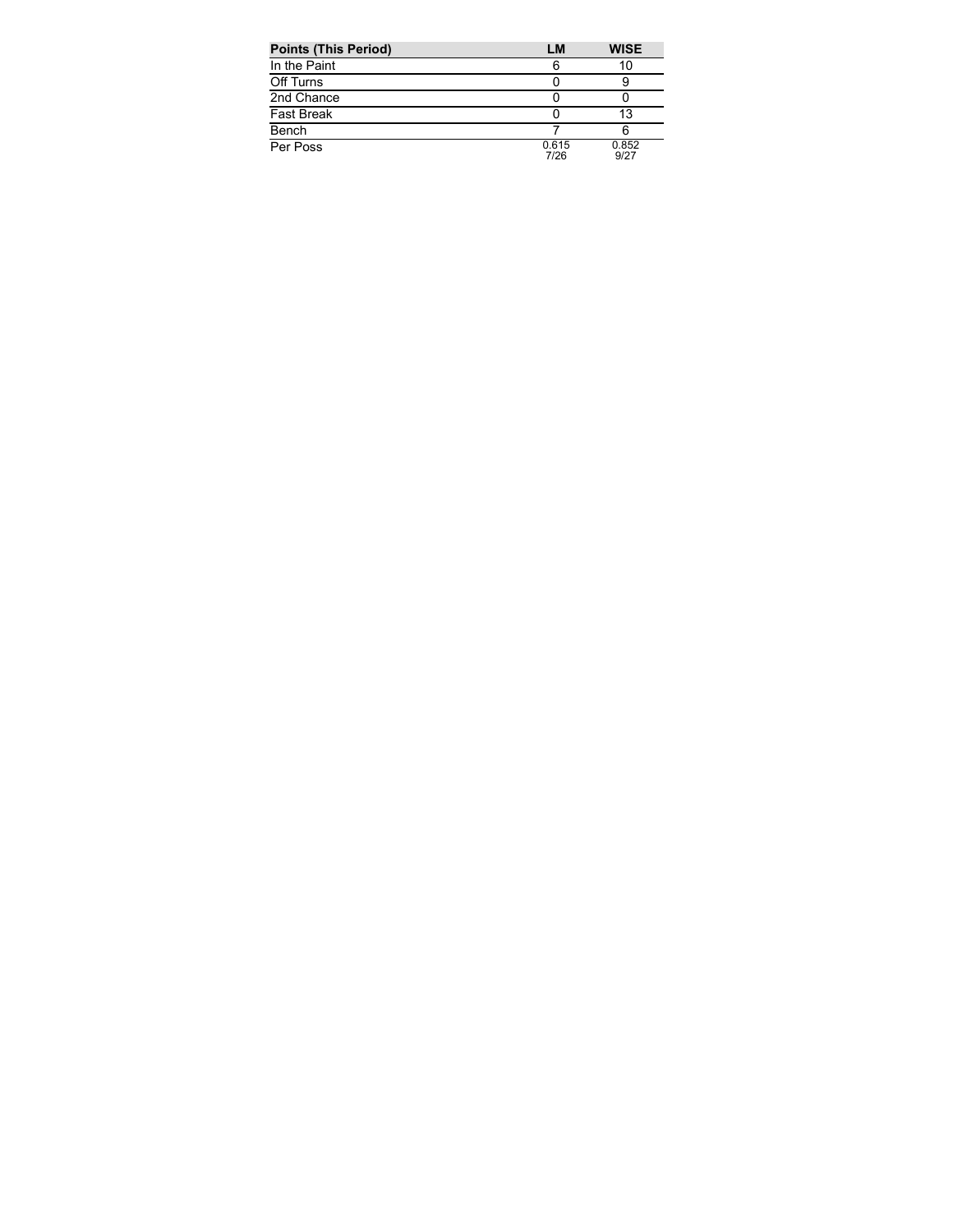| Points (This Period) | LM | WISE |
| --- | --- | --- |
| In the Paint | 6 | 10 |
| Off Turns | 0 | 9 |
| 2nd Chance | 0 | 0 |
| Fast Break | 0 | 13 |
| Bench | 7 | 6 |
| Per Poss | 0.615<br>7/26 | 0.852<br>9/27 |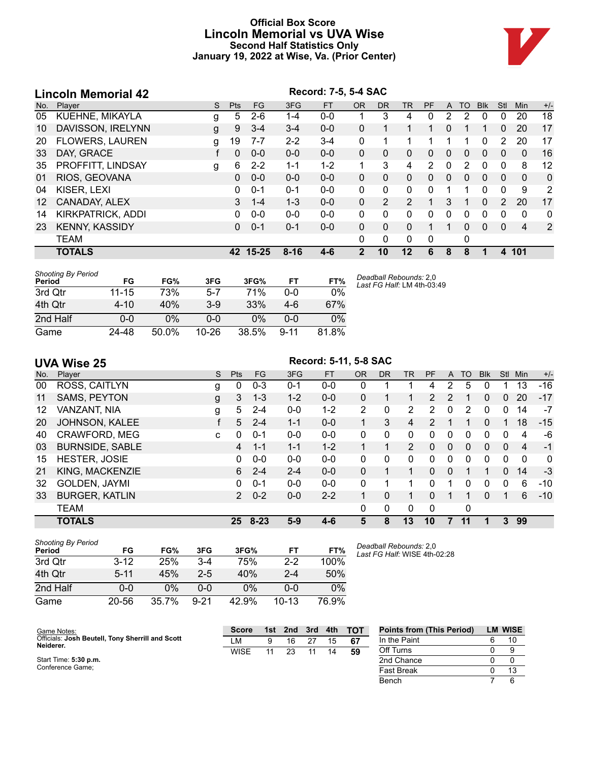# Official Box Score
# Lincoln Memorial vs UVA Wise
## Second Half Statistics Only
## January 19, 2022 at Wise, Va. (Prior Center)

## Lincoln Memorial 42

**Record: 7-5, 5-4 SAC**

| No. | Player | S | Pts | FG | 3FG | FT | OR | DR | TR | PF | A | TO | Blk | Stl | Min | +/- |
|---|---|---|---|---|---|---|---|---|---|---|---|---|---|---|---|---|
| 05 | KUEHNE, MIKAYLA | g | 5 | 2-6 | 1-4 | 0-0 | 1 | 3 | 4 | 0 | 2 | 2 | 0 | 0 | 20 | 18 |
| 10 | DAVISSON, IRELYNN | g | 9 | 3-4 | 3-4 | 0-0 | 0 | 1 | 1 | 1 | 0 | 1 | 1 | 0 | 20 | 17 |
| 20 | FLOWERS, LAUREN | g | 19 | 7-7 | 2-2 | 3-4 | 0 | 1 | 1 | 1 | 1 | 1 | 0 | 2 | 20 | 17 |
| 33 | DAY, GRACE | f | 0 | 0-0 | 0-0 | 0-0 | 0 | 0 | 0 | 0 | 0 | 0 | 0 | 0 | 0 | 16 |
| 35 | PROFFITT, LINDSAY | g | 6 | 2-2 | 1-1 | 1-2 | 1 | 3 | 4 | 2 | 0 | 2 | 0 | 0 | 8 | 12 |
| 01 | RIOS, GEOVANA | | 0 | 0-0 | 0-0 | 0-0 | 0 | 0 | 0 | 0 | 0 | 0 | 0 | 0 | 0 | 0 |
| 04 | KISER, LEXI | | 0 | 0-1 | 0-1 | 0-0 | 0 | 0 | 0 | 0 | 1 | 1 | 0 | 0 | 9 | 2 |
| 12 | CANADAY, ALEX | | 3 | 1-4 | 1-3 | 0-0 | 0 | 2 | 2 | 1 | 3 | 1 | 0 | 2 | 20 | 17 |
| 14 | KIRKPATRICK, ADDI | | 0 | 0-0 | 0-0 | 0-0 | 0 | 0 | 0 | 0 | 0 | 0 | 0 | 0 | 0 | 0 |
| 23 | KENNY, KASSIDY | | 0 | 0-1 | 0-1 | 0-0 | 0 | 0 | 0 | 1 | 1 | 0 | 0 | 0 | 4 | 2 |
| | TEAM | | | | | | 0 | 0 | 0 | 0 | | 0 | | | | |
| | **TOTALS** | | **42** | **15-25** | **8-16** | **4-6** | **2** | **10** | **12** | **6** | **8** | **8** | **1** | **4** | **101** | |

*Shooting By Period*

| Period | FG | FG% | 3FG | 3FG% | FT | FT% |
|---|---|---|---|---|---|---|
| 3rd Qtr | 11-15 | 73% | 5-7 | 71% | 0-0 | 0% |
| 4th Qtr | 4-10 | 40% | 3-9 | 33% | 4-6 | 67% |
| 2nd Half | 0-0 | 0% | 0-0 | 0% | 0-0 | 0% |
| Game | 24-48 | 50.0% | 10-26 | 38.5% | 9-11 | 81.8% |

*Deadball Rebounds:* 2,0
*Last FG Half:* LM 4th-03:49

## UVA Wise 25

**Record: 5-11, 5-8 SAC**

| No. | Player | S | Pts | FG | 3FG | FT | OR | DR | TR | PF | A | TO | Blk | Stl | Min | +/- |
|---|---|---|---|---|---|---|---|---|---|---|---|---|---|---|---|---|
| 00 | ROSS, CAITLYN | g | 0 | 0-3 | 0-1 | 0-0 | 0 | 1 | 1 | 4 | 2 | 5 | 0 | 1 | 13 | -16 |
| 11 | SAMS, PEYTON | g | 3 | 1-3 | 1-2 | 0-0 | 0 | 1 | 1 | 2 | 2 | 1 | 0 | 0 | 20 | -17 |
| 12 | VANZANT, NIA | g | 5 | 2-4 | 0-0 | 1-2 | 2 | 0 | 2 | 2 | 0 | 2 | 0 | 0 | 14 | -7 |
| 20 | JOHNSON, KALEE | f | 5 | 2-4 | 1-1 | 0-0 | 1 | 3 | 4 | 2 | 1 | 1 | 0 | 1 | 18 | -15 |
| 40 | CRAWFORD, MEG | c | 0 | 0-1 | 0-0 | 0-0 | 0 | 0 | 0 | 0 | 0 | 0 | 0 | 0 | 4 | -6 |
| 03 | BURNSIDE, SABLE | | 4 | 1-1 | 1-1 | 1-2 | 1 | 1 | 2 | 0 | 0 | 0 | 0 | 0 | 4 | -1 |
| 15 | HESTER, JOSIE | | 0 | 0-0 | 0-0 | 0-0 | 0 | 0 | 0 | 0 | 0 | 0 | 0 | 0 | 0 | 0 |
| 21 | KING, MACKENZIE | | 6 | 2-4 | 2-4 | 0-0 | 0 | 1 | 1 | 0 | 0 | 1 | 1 | 0 | 14 | -3 |
| 32 | GOLDEN, JAYMI | | 0 | 0-1 | 0-0 | 0-0 | 0 | 1 | 1 | 0 | 1 | 0 | 0 | 0 | 6 | -10 |
| 33 | BURGER, KATLIN | | 2 | 0-2 | 0-0 | 2-2 | 1 | 0 | 1 | 0 | 1 | 1 | 0 | 1 | 6 | -10 |
| | TEAM | | | | | | 0 | 0 | 0 | 0 | | 0 | | | | |
| | **TOTALS** | | **25** | **8-23** | **5-9** | **4-6** | **5** | **8** | **13** | **10** | **7** | **11** | **1** | **3** | **99** | |

*Shooting By Period*

| Period | FG | FG% | 3FG | 3FG% | FT | FT% |
|---|---|---|---|---|---|---|
| 3rd Qtr | 3-12 | 25% | 3-4 | 75% | 2-2 | 100% |
| 4th Qtr | 5-11 | 45% | 2-5 | 40% | 2-4 | 50% |
| 2nd Half | 0-0 | 0% | 0-0 | 0% | 0-0 | 0% |
| Game | 20-56 | 35.7% | 9-21 | 42.9% | 10-13 | 76.9% |

*Deadball Rebounds:* 2,0
*Last FG Half:* WISE 4th-02:28

Game Notes:
Officials: **Josh Beutell, Tony Sherrill and Scott Neiderer.**

Start Time: **5:30 p.m.**
Conference Game;

| Score | 1st | 2nd | 3rd | 4th | TOT |
|---|---|---|---|---|---|
| LM | 9 | 16 | 27 | 15 | **67** |
| WISE | 11 | 23 | 11 | 14 | **59** |

| Points from (This Period) | LM | WISE |
|---|---|---|
| In the Paint | 6 | 10 |
| Off Turns | 0 | 9 |
| 2nd Chance | 0 | 0 |
| Fast Break | 0 | 13 |
| Bench | 7 | 6 |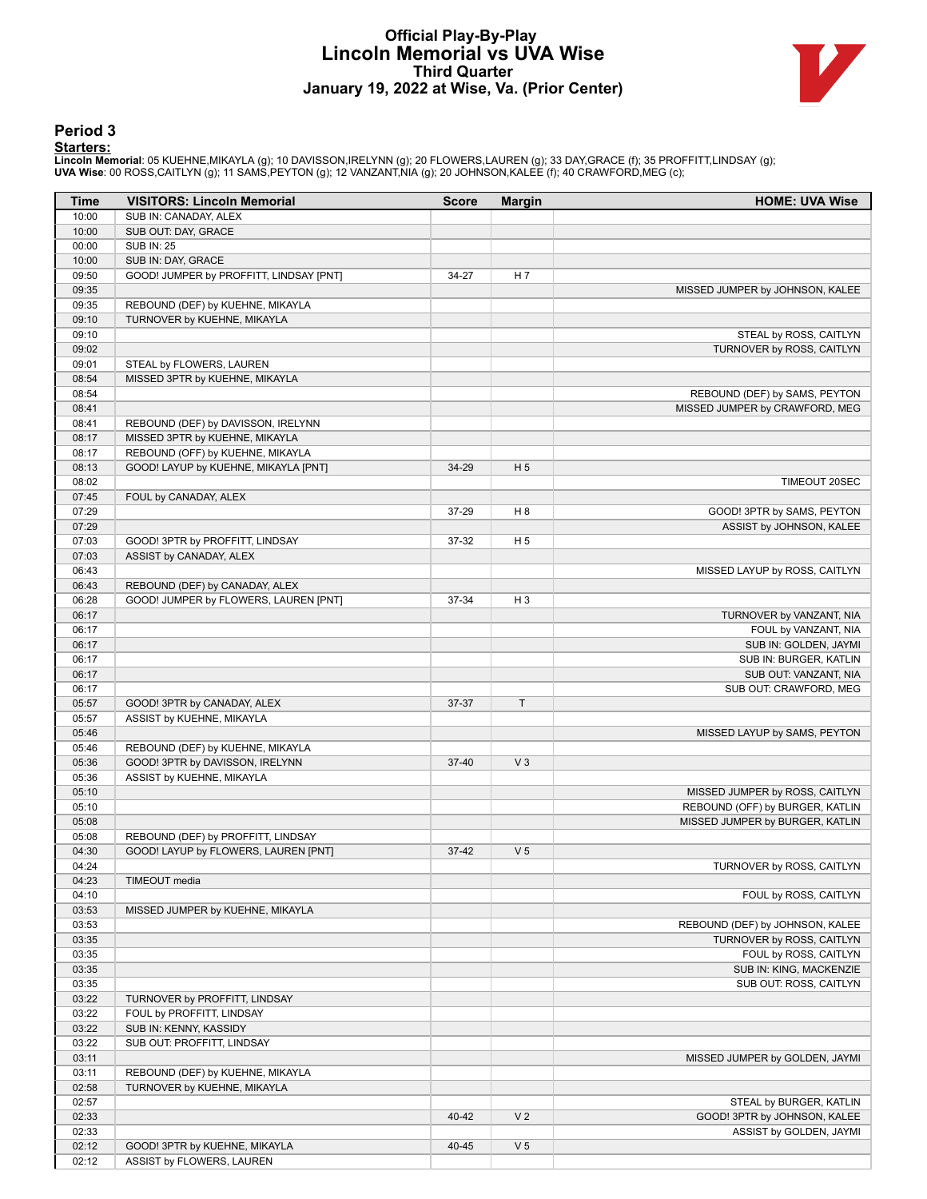# Official Play-By-Play
# Lincoln Memorial vs UVA Wise
## Third Quarter
## January 19, 2022 at Wise, Va. (Prior Center)

### Period 3

**Starters:**

**Lincoln Memorial**: 05 KUEHNE,MIKAYLA (g); 10 DAVISSON,IRELYNN (g); 20 FLOWERS,LAUREN (g); 33 DAY,GRACE (f); 35 PROFFITT,LINDSAY (g);
**UVA Wise**: 00 ROSS,CAITLYN (g); 11 SAMS,PEYTON (g); 12 VANZANT,NIA (g); 20 JOHNSON,KALEE (f); 40 CRAWFORD,MEG (c);

| Time | VISITORS: Lincoln Memorial | Score | Margin | HOME: UVA Wise |
|---|---|---|---|---|
| 10:00 | SUB IN: CANADAY, ALEX | | | |
| 10:00 | SUB OUT: DAY, GRACE | | | |
| 00:00 | SUB IN: 25 | | | |
| 10:00 | SUB IN: DAY, GRACE | | | |
| 09:50 | GOOD! JUMPER by PROFFITT, LINDSAY [PNT] | 34-27 | H 7 | |
| 09:35 | | | | MISSED JUMPER by JOHNSON, KALEE |
| 09:35 | REBOUND (DEF) by KUEHNE, MIKAYLA | | | |
| 09:10 | TURNOVER by KUEHNE, MIKAYLA | | | |
| 09:10 | | | | STEAL by ROSS, CAITLYN |
| 09:02 | | | | TURNOVER by ROSS, CAITLYN |
| 09:01 | STEAL by FLOWERS, LAUREN | | | |
| 08:54 | MISSED 3PTR by KUEHNE, MIKAYLA | | | |
| 08:54 | | | | REBOUND (DEF) by SAMS, PEYTON |
| 08:41 | | | | MISSED JUMPER by CRAWFORD, MEG |
| 08:41 | REBOUND (DEF) by DAVISSON, IRELYNN | | | |
| 08:17 | MISSED 3PTR by KUEHNE, MIKAYLA | | | |
| 08:17 | REBOUND (OFF) by KUEHNE, MIKAYLA | | | |
| 08:13 | GOOD! LAYUP by KUEHNE, MIKAYLA [PNT] | 34-29 | H 5 | |
| 08:02 | | | | TIMEOUT 20SEC |
| 07:45 | FOUL by CANADAY, ALEX | | | |
| 07:29 | | 37-29 | H 8 | GOOD! 3PTR by SAMS, PEYTON |
| 07:29 | | | | ASSIST by JOHNSON, KALEE |
| 07:03 | GOOD! 3PTR by PROFFITT, LINDSAY | 37-32 | H 5 | |
| 07:03 | ASSIST by CANADAY, ALEX | | | |
| 06:43 | | | | MISSED LAYUP by ROSS, CAITLYN |
| 06:43 | REBOUND (DEF) by CANADAY, ALEX | | | |
| 06:28 | GOOD! JUMPER by FLOWERS, LAUREN [PNT] | 37-34 | H 3 | |
| 06:17 | | | | TURNOVER by VANZANT, NIA |
| 06:17 | | | | FOUL by VANZANT, NIA |
| 06:17 | | | | SUB IN: GOLDEN, JAYMI |
| 06:17 | | | | SUB IN: BURGER, KATLIN |
| 06:17 | | | | SUB OUT: VANZANT, NIA |
| 06:17 | | | | SUB OUT: CRAWFORD, MEG |
| 05:57 | GOOD! 3PTR by CANADAY, ALEX | 37-37 | T | |
| 05:57 | ASSIST by KUEHNE, MIKAYLA | | | |
| 05:46 | | | | MISSED LAYUP by SAMS, PEYTON |
| 05:46 | REBOUND (DEF) by KUEHNE, MIKAYLA | | | |
| 05:36 | GOOD! 3PTR by DAVISSON, IRELYNN | 37-40 | V 3 | |
| 05:36 | ASSIST by KUEHNE, MIKAYLA | | | |
| 05:10 | | | | MISSED JUMPER by ROSS, CAITLYN |
| 05:10 | | | | REBOUND (OFF) by BURGER, KATLIN |
| 05:08 | | | | MISSED JUMPER by BURGER, KATLIN |
| 05:08 | REBOUND (DEF) by PROFFITT, LINDSAY | | | |
| 04:30 | GOOD! LAYUP by FLOWERS, LAUREN [PNT] | 37-42 | V 5 | |
| 04:24 | | | | TURNOVER by ROSS, CAITLYN |
| 04:23 | TIMEOUT media | | | |
| 04:10 | | | | FOUL by ROSS, CAITLYN |
| 03:53 | MISSED JUMPER by KUEHNE, MIKAYLA | | | |
| 03:53 | | | | REBOUND (DEF) by JOHNSON, KALEE |
| 03:35 | | | | TURNOVER by ROSS, CAITLYN |
| 03:35 | | | | FOUL by ROSS, CAITLYN |
| 03:35 | | | | SUB IN: KING, MACKENZIE |
| 03:35 | | | | SUB OUT: ROSS, CAITLYN |
| 03:22 | TURNOVER by PROFFITT, LINDSAY | | | |
| 03:22 | FOUL by PROFFITT, LINDSAY | | | |
| 03:22 | SUB IN: KENNY, KASSIDY | | | |
| 03:22 | SUB OUT: PROFFITT, LINDSAY | | | |
| 03:11 | | | | MISSED JUMPER by GOLDEN, JAYMI |
| 03:11 | REBOUND (DEF) by KUEHNE, MIKAYLA | | | |
| 02:58 | TURNOVER by KUEHNE, MIKAYLA | | | |
| 02:57 | | | | STEAL by BURGER, KATLIN |
| 02:33 | | 40-42 | V 2 | GOOD! 3PTR by JOHNSON, KALEE |
| 02:33 | | | | ASSIST by GOLDEN, JAYMI |
| 02:12 | GOOD! 3PTR by KUEHNE, MIKAYLA | 40-45 | V 5 | |
| 02:12 | ASSIST by FLOWERS, LAUREN | | | |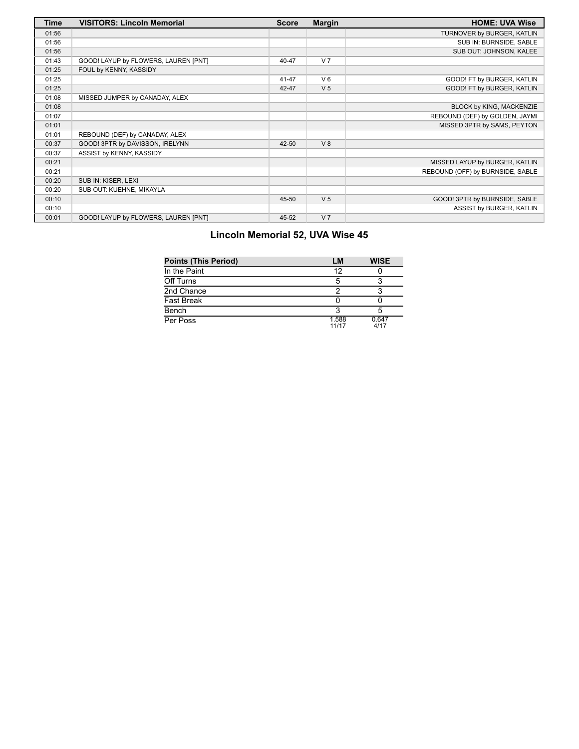| Time | VISITORS: Lincoln Memorial | Score | Margin | HOME: UVA Wise |
| --- | --- | --- | --- | --- |
| 01:56 | | | | TURNOVER by BURGER, KATLIN |
| 01:56 | | | | SUB IN: BURNSIDE, SABLE |
| 01:56 | | | | SUB OUT: JOHNSON, KALEE |
| 01:43 | GOOD! LAYUP by FLOWERS, LAUREN [PNT] | 40-47 | V 7 | |
| 01:25 | FOUL by KENNY, KASSIDY | | | |
| 01:25 | | 41-47 | V 6 | GOOD! FT by BURGER, KATLIN |
| 01:25 | | 42-47 | V 5 | GOOD! FT by BURGER, KATLIN |
| 01:08 | MISSED JUMPER by CANADAY, ALEX | | | |
| 01:08 | | | | BLOCK by KING, MACKENZIE |
| 01:07 | | | | REBOUND (DEF) by GOLDEN, JAYMI |
| 01:01 | | | | MISSED 3PTR by SAMS, PEYTON |
| 01:01 | REBOUND (DEF) by CANADAY, ALEX | | | |
| 00:37 | GOOD! 3PTR by DAVISSON, IRELYNN | 42-50 | V 8 | |
| 00:37 | ASSIST by KENNY, KASSIDY | | | |
| 00:21 | | | | MISSED LAYUP by BURGER, KATLIN |
| 00:21 | | | | REBOUND (OFF) by BURNSIDE, SABLE |
| 00:20 | SUB IN: KISER, LEXI | | | |
| 00:20 | SUB OUT: KUEHNE, MIKAYLA | | | |
| 00:10 | | 45-50 | V 5 | GOOD! 3PTR by BURNSIDE, SABLE |
| 00:10 | | | | ASSIST by BURGER, KATLIN |
| 00:01 | GOOD! LAYUP by FLOWERS, LAUREN [PNT] | 45-52 | V 7 | |

## Lincoln Memorial 52, UVA Wise 45

| Points (This Period) | LM | WISE |
| --- | --- | --- |
| In the Paint | 12 | 0 |
| Off Turns | 5 | 3 |
| 2nd Chance | 2 | 3 |
| Fast Break | 0 | 0 |
| Bench | 3 | 5 |
| Per Poss | 1.588 11/17 | 0.647 4/17 |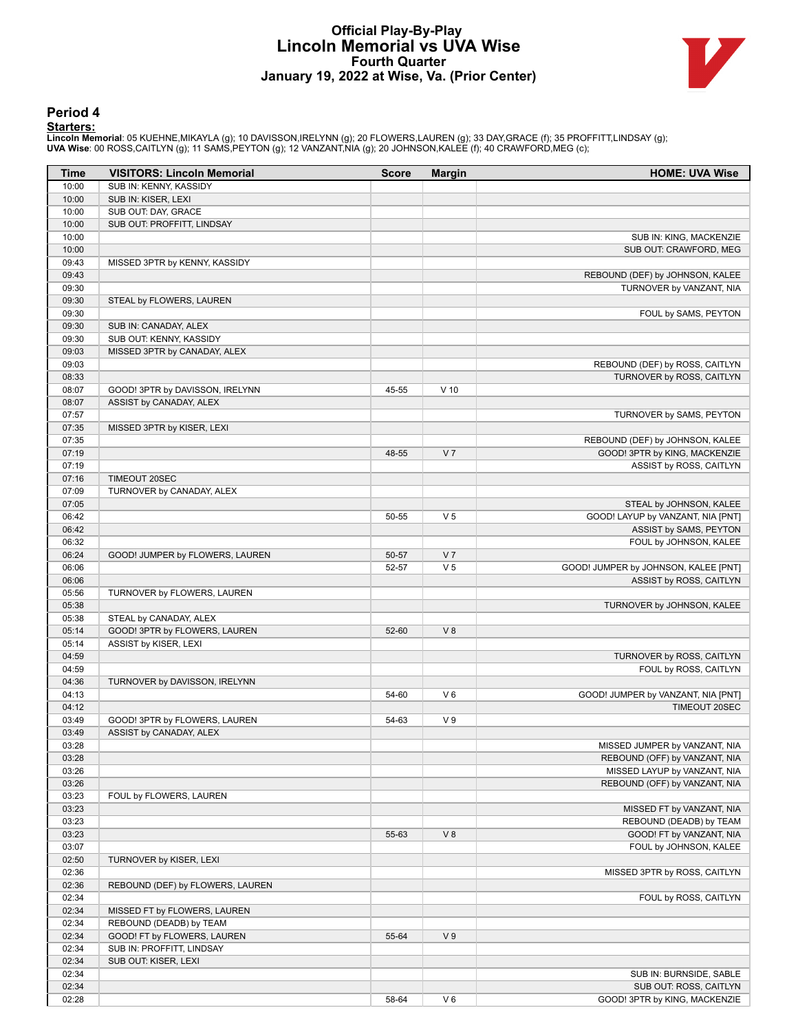# Official Play-By-Play
## Lincoln Memorial vs UVA Wise
### Fourth Quarter
### January 19, 2022 at Wise, Va. (Prior Center)

## Period 4

**Starters:**

**Lincoln Memorial**: 05 KUEHNE,MIKAYLA (g); 10 DAVISSON,IRELYNN (g); 20 FLOWERS,LAUREN (g); 33 DAY,GRACE (f); 35 PROFFITT,LINDSAY (g);
**UVA Wise**: 00 ROSS,CAITLYN (g); 11 SAMS,PEYTON (g); 12 VANZANT,NIA (g); 20 JOHNSON,KALEE (f); 40 CRAWFORD,MEG (c);

| Time | VISITORS: Lincoln Memorial | Score | Margin | HOME: UVA Wise |
|---|---|---|---|---|
| 10:00 | SUB IN: KENNY, KASSIDY | | | |
| 10:00 | SUB IN: KISER, LEXI | | | |
| 10:00 | SUB OUT: DAY, GRACE | | | |
| 10:00 | SUB OUT: PROFFITT, LINDSAY | | | |
| 10:00 | | | | SUB IN: KING, MACKENZIE |
| 10:00 | | | | SUB OUT: CRAWFORD, MEG |
| 09:43 | MISSED 3PTR by KENNY, KASSIDY | | | |
| 09:43 | | | | REBOUND (DEF) by JOHNSON, KALEE |
| 09:30 | | | | TURNOVER by VANZANT, NIA |
| 09:30 | STEAL by FLOWERS, LAUREN | | | |
| 09:30 | | | | FOUL by SAMS, PEYTON |
| 09:30 | SUB IN: CANADAY, ALEX | | | |
| 09:30 | SUB OUT: KENNY, KASSIDY | | | |
| 09:03 | MISSED 3PTR by CANADAY, ALEX | | | |
| 09:03 | | | | REBOUND (DEF) by ROSS, CAITLYN |
| 08:33 | | | | TURNOVER by ROSS, CAITLYN |
| 08:07 | GOOD! 3PTR by DAVISSON, IRELYNN | 45-55 | V 10 | |
| 08:07 | ASSIST by CANADAY, ALEX | | | |
| 07:57 | | | | TURNOVER by SAMS, PEYTON |
| 07:35 | MISSED 3PTR by KISER, LEXI | | | |
| 07:35 | | | | REBOUND (DEF) by JOHNSON, KALEE |
| 07:19 | | 48-55 | V 7 | GOOD! 3PTR by KING, MACKENZIE |
| 07:19 | | | | ASSIST by ROSS, CAITLYN |
| 07:16 | TIMEOUT 20SEC | | | |
| 07:09 | TURNOVER by CANADAY, ALEX | | | |
| 07:05 | | | | STEAL by JOHNSON, KALEE |
| 06:42 | | 50-55 | V 5 | GOOD! LAYUP by VANZANT, NIA [PNT] |
| 06:42 | | | | ASSIST by SAMS, PEYTON |
| 06:32 | | | | FOUL by JOHNSON, KALEE |
| 06:24 | GOOD! JUMPER by FLOWERS, LAUREN | 50-57 | V 7 | |
| 06:06 | | 52-57 | V 5 | GOOD! JUMPER by JOHNSON, KALEE [PNT] |
| 06:06 | | | | ASSIST by ROSS, CAITLYN |
| 05:56 | TURNOVER by FLOWERS, LAUREN | | | |
| 05:38 | | | | TURNOVER by JOHNSON, KALEE |
| 05:38 | STEAL by CANADAY, ALEX | | | |
| 05:14 | GOOD! 3PTR by FLOWERS, LAUREN | 52-60 | V 8 | |
| 05:14 | ASSIST by KISER, LEXI | | | |
| 04:59 | | | | TURNOVER by ROSS, CAITLYN |
| 04:59 | | | | FOUL by ROSS, CAITLYN |
| 04:36 | TURNOVER by DAVISSON, IRELYNN | | | |
| 04:13 | | 54-60 | V 6 | GOOD! JUMPER by VANZANT, NIA [PNT] |
| 04:12 | | | | TIMEOUT 20SEC |
| 03:49 | GOOD! 3PTR by FLOWERS, LAUREN | 54-63 | V 9 | |
| 03:49 | ASSIST by CANADAY, ALEX | | | |
| 03:28 | | | | MISSED JUMPER by VANZANT, NIA |
| 03:28 | | | | REBOUND (OFF) by VANZANT, NIA |
| 03:26 | | | | MISSED LAYUP by VANZANT, NIA |
| 03:26 | | | | REBOUND (OFF) by VANZANT, NIA |
| 03:23 | FOUL by FLOWERS, LAUREN | | | |
| 03:23 | | | | MISSED FT by VANZANT, NIA |
| 03:23 | | | | REBOUND (DEADB) by TEAM |
| 03:23 | | 55-63 | V 8 | GOOD! FT by VANZANT, NIA |
| 03:07 | | | | FOUL by JOHNSON, KALEE |
| 02:50 | TURNOVER by KISER, LEXI | | | |
| 02:36 | | | | MISSED 3PTR by ROSS, CAITLYN |
| 02:36 | REBOUND (DEF) by FLOWERS, LAUREN | | | |
| 02:34 | | | | FOUL by ROSS, CAITLYN |
| 02:34 | MISSED FT by FLOWERS, LAUREN | | | |
| 02:34 | REBOUND (DEADB) by TEAM | | | |
| 02:34 | GOOD! FT by FLOWERS, LAUREN | 55-64 | V 9 | |
| 02:34 | SUB IN: PROFFITT, LINDSAY | | | |
| 02:34 | SUB OUT: KISER, LEXI | | | |
| 02:34 | | | | SUB IN: BURNSIDE, SABLE |
| 02:34 | | | | SUB OUT: ROSS, CAITLYN |
| 02:28 | | 58-64 | V 6 | GOOD! 3PTR by KING, MACKENZIE |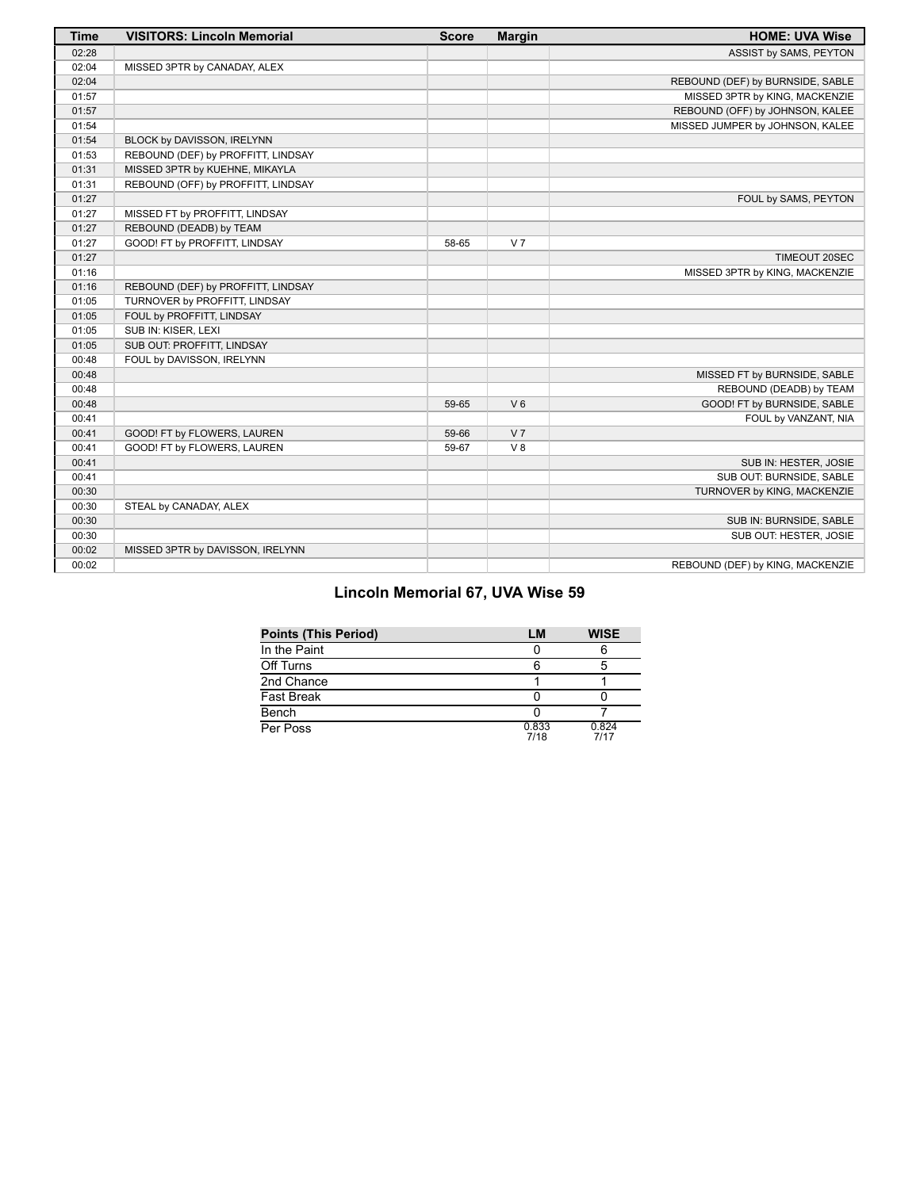| Time | VISITORS: Lincoln Memorial | Score | Margin | HOME: UVA Wise |
| --- | --- | --- | --- | --- |
| 02:28 | | | | ASSIST by SAMS, PEYTON |
| 02:04 | MISSED 3PTR by CANADAY, ALEX | | | |
| 02:04 | | | | REBOUND (DEF) by BURNSIDE, SABLE |
| 01:57 | | | | MISSED 3PTR by KING, MACKENZIE |
| 01:57 | | | | REBOUND (OFF) by JOHNSON, KALEE |
| 01:54 | | | | MISSED JUMPER by JOHNSON, KALEE |
| 01:54 | BLOCK by DAVISSON, IRELYNN | | | |
| 01:53 | REBOUND (DEF) by PROFFITT, LINDSAY | | | |
| 01:31 | MISSED 3PTR by KUEHNE, MIKAYLA | | | |
| 01:31 | REBOUND (OFF) by PROFFITT, LINDSAY | | | |
| 01:27 | | | | FOUL by SAMS, PEYTON |
| 01:27 | MISSED FT by PROFFITT, LINDSAY | | | |
| 01:27 | REBOUND (DEADB) by TEAM | | | |
| 01:27 | GOOD! FT by PROFFITT, LINDSAY | 58-65 | V 7 | |
| 01:27 | | | | TIMEOUT 20SEC |
| 01:16 | | | | MISSED 3PTR by KING, MACKENZIE |
| 01:16 | REBOUND (DEF) by PROFFITT, LINDSAY | | | |
| 01:05 | TURNOVER by PROFFITT, LINDSAY | | | |
| 01:05 | FOUL by PROFFITT, LINDSAY | | | |
| 01:05 | SUB IN: KISER, LEXI | | | |
| 01:05 | SUB OUT: PROFFITT, LINDSAY | | | |
| 00:48 | FOUL by DAVISSON, IRELYNN | | | |
| 00:48 | | | | MISSED FT by BURNSIDE, SABLE |
| 00:48 | | | | REBOUND (DEADB) by TEAM |
| 00:48 | | 59-65 | V 6 | GOOD! FT by BURNSIDE, SABLE |
| 00:41 | | | | FOUL by VANZANT, NIA |
| 00:41 | GOOD! FT by FLOWERS, LAUREN | 59-66 | V 7 | |
| 00:41 | GOOD! FT by FLOWERS, LAUREN | 59-67 | V 8 | |
| 00:41 | | | | SUB IN: HESTER, JOSIE |
| 00:41 | | | | SUB OUT: BURNSIDE, SABLE |
| 00:30 | | | | TURNOVER by KING, MACKENZIE |
| 00:30 | STEAL by CANADAY, ALEX | | | |
| 00:30 | | | | SUB IN: BURNSIDE, SABLE |
| 00:30 | | | | SUB OUT: HESTER, JOSIE |
| 00:02 | MISSED 3PTR by DAVISSON, IRELYNN | | | |
| 00:02 | | | | REBOUND (DEF) by KING, MACKENZIE |

## Lincoln Memorial 67, UVA Wise 59

| Points (This Period) | LM | WISE |
| --- | --- | --- |
| In the Paint | 0 | 6 |
| Off Turns | 6 | 5 |
| 2nd Chance | 1 | 1 |
| Fast Break | 0 | 0 |
| Bench | 0 | 7 |
| Per Poss | 0.833 7/18 | 0.824 7/17 |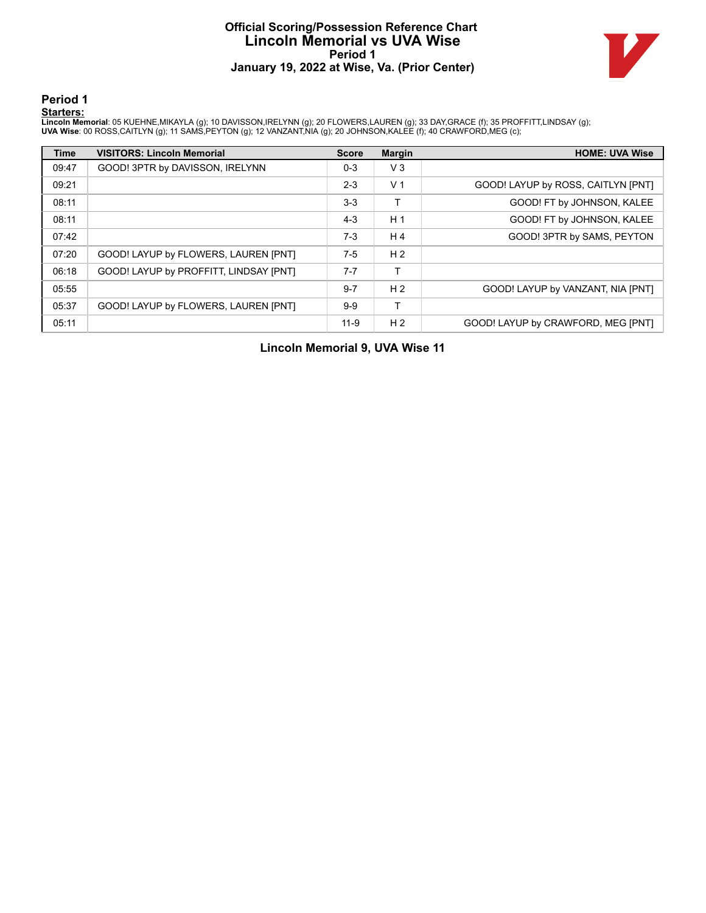# Official Scoring/Possession Reference Chart
## Lincoln Memorial vs UVA Wise
### Period 1
### January 19, 2022 at Wise, Va. (Prior Center)

## Period 1

**Starters:**

**Lincoln Memorial**: 05 KUEHNE,MIKAYLA (g); 10 DAVISSON,IRELYNN (g); 20 FLOWERS,LAUREN (g); 33 DAY,GRACE (f); 35 PROFFITT,LINDSAY (g);
**UVA Wise**: 00 ROSS,CAITLYN (g); 11 SAMS,PEYTON (g); 12 VANZANT,NIA (g); 20 JOHNSON,KALEE (f); 40 CRAWFORD,MEG (c);

| Time | VISITORS: Lincoln Memorial | Score | Margin | HOME: UVA Wise |
|---|---|---|---|---|
| 09:47 | GOOD! 3PTR by DAVISSON, IRELYNN | 0-3 | V 3 | |
| 09:21 | | 2-3 | V 1 | GOOD! LAYUP by ROSS, CAITLYN [PNT] |
| 08:11 | | 3-3 | T | GOOD! FT by JOHNSON, KALEE |
| 08:11 | | 4-3 | H 1 | GOOD! FT by JOHNSON, KALEE |
| 07:42 | | 7-3 | H 4 | GOOD! 3PTR by SAMS, PEYTON |
| 07:20 | GOOD! LAYUP by FLOWERS, LAUREN [PNT] | 7-5 | H 2 | |
| 06:18 | GOOD! LAYUP by PROFFITT, LINDSAY [PNT] | 7-7 | T | |
| 05:55 | | 9-7 | H 2 | GOOD! LAYUP by VANZANT, NIA [PNT] |
| 05:37 | GOOD! LAYUP by FLOWERS, LAUREN [PNT] | 9-9 | T | |
| 05:11 | | 11-9 | H 2 | GOOD! LAYUP by CRAWFORD, MEG [PNT] |

**Lincoln Memorial 9, UVA Wise 11**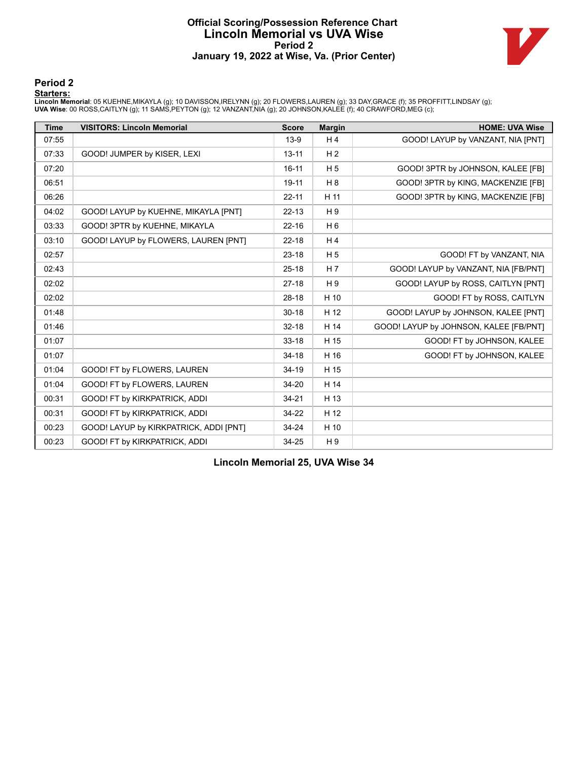# Official Scoring/Possession Reference Chart
## Lincoln Memorial vs UVA Wise
### Period 2
### January 19, 2022 at Wise, Va. (Prior Center)

## Period 2

**Starters:**

**Lincoln Memorial**: 05 KUEHNE,MIKAYLA (g); 10 DAVISSON,IRELYNN (g); 20 FLOWERS,LAUREN (g); 33 DAY,GRACE (f); 35 PROFFITT,LINDSAY (g);
**UVA Wise**: 00 ROSS,CAITLYN (g); 11 SAMS,PEYTON (g); 12 VANZANT,NIA (g); 20 JOHNSON,KALEE (f); 40 CRAWFORD,MEG (c);

| Time | VISITORS: Lincoln Memorial | Score | Margin | HOME: UVA Wise |
|---|---|---|---|---|
| 07:55 | | 13-9 | H 4 | GOOD! LAYUP by VANZANT, NIA [PNT] |
| 07:33 | GOOD! JUMPER by KISER, LEXI | 13-11 | H 2 | |
| 07:20 | | 16-11 | H 5 | GOOD! 3PTR by JOHNSON, KALEE [FB] |
| 06:51 | | 19-11 | H 8 | GOOD! 3PTR by KING, MACKENZIE [FB] |
| 06:26 | | 22-11 | H 11 | GOOD! 3PTR by KING, MACKENZIE [FB] |
| 04:02 | GOOD! LAYUP by KUEHNE, MIKAYLA [PNT] | 22-13 | H 9 | |
| 03:33 | GOOD! 3PTR by KUEHNE, MIKAYLA | 22-16 | H 6 | |
| 03:10 | GOOD! LAYUP by FLOWERS, LAUREN [PNT] | 22-18 | H 4 | |
| 02:57 | | 23-18 | H 5 | GOOD! FT by VANZANT, NIA |
| 02:43 | | 25-18 | H 7 | GOOD! LAYUP by VANZANT, NIA [FB/PNT] |
| 02:02 | | 27-18 | H 9 | GOOD! LAYUP by ROSS, CAITLYN [PNT] |
| 02:02 | | 28-18 | H 10 | GOOD! FT by ROSS, CAITLYN |
| 01:48 | | 30-18 | H 12 | GOOD! LAYUP by JOHNSON, KALEE [PNT] |
| 01:46 | | 32-18 | H 14 | GOOD! LAYUP by JOHNSON, KALEE [FB/PNT] |
| 01:07 | | 33-18 | H 15 | GOOD! FT by JOHNSON, KALEE |
| 01:07 | | 34-18 | H 16 | GOOD! FT by JOHNSON, KALEE |
| 01:04 | GOOD! FT by FLOWERS, LAUREN | 34-19 | H 15 | |
| 01:04 | GOOD! FT by FLOWERS, LAUREN | 34-20 | H 14 | |
| 00:31 | GOOD! FT by KIRKPATRICK, ADDI | 34-21 | H 13 | |
| 00:31 | GOOD! FT by KIRKPATRICK, ADDI | 34-22 | H 12 | |
| 00:23 | GOOD! LAYUP by KIRKPATRICK, ADDI [PNT] | 34-24 | H 10 | |
| 00:23 | GOOD! FT by KIRKPATRICK, ADDI | 34-25 | H 9 | |

**Lincoln Memorial 25, UVA Wise 34**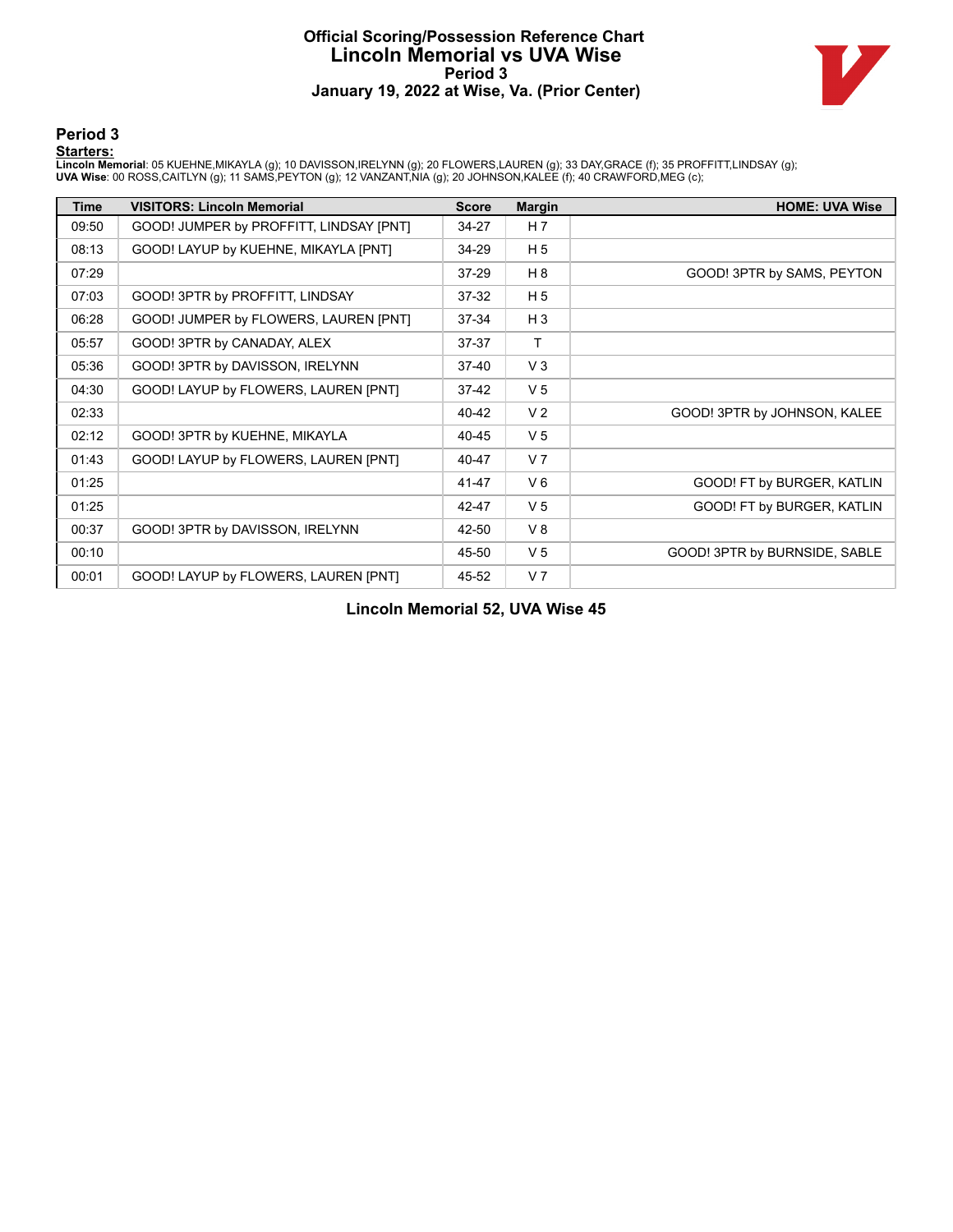# Official Scoring/Possession Reference Chart
## Lincoln Memorial vs UVA Wise
### Period 3
### January 19, 2022 at Wise, Va. (Prior Center)

## Period 3

**Starters:**

**Lincoln Memorial**: 05 KUEHNE,MIKAYLA (g); 10 DAVISSON,IRELYNN (g); 20 FLOWERS,LAUREN (g); 33 DAY,GRACE (f); 35 PROFFITT,LINDSAY (g);
**UVA Wise**: 00 ROSS,CAITLYN (g); 11 SAMS,PEYTON (g); 12 VANZANT,NIA (g); 20 JOHNSON,KALEE (f); 40 CRAWFORD,MEG (c);

| Time | VISITORS: Lincoln Memorial | Score | Margin | HOME: UVA Wise |
|---|---|---|---|---|
| 09:50 | GOOD! JUMPER by PROFFITT, LINDSAY [PNT] | 34-27 | H 7 | |
| 08:13 | GOOD! LAYUP by KUEHNE, MIKAYLA [PNT] | 34-29 | H 5 | |
| 07:29 | | 37-29 | H 8 | GOOD! 3PTR by SAMS, PEYTON |
| 07:03 | GOOD! 3PTR by PROFFITT, LINDSAY | 37-32 | H 5 | |
| 06:28 | GOOD! JUMPER by FLOWERS, LAUREN [PNT] | 37-34 | H 3 | |
| 05:57 | GOOD! 3PTR by CANADAY, ALEX | 37-37 | T | |
| 05:36 | GOOD! 3PTR by DAVISSON, IRELYNN | 37-40 | V 3 | |
| 04:30 | GOOD! LAYUP by FLOWERS, LAUREN [PNT] | 37-42 | V 5 | |
| 02:33 | | 40-42 | V 2 | GOOD! 3PTR by JOHNSON, KALEE |
| 02:12 | GOOD! 3PTR by KUEHNE, MIKAYLA | 40-45 | V 5 | |
| 01:43 | GOOD! LAYUP by FLOWERS, LAUREN [PNT] | 40-47 | V 7 | |
| 01:25 | | 41-47 | V 6 | GOOD! FT by BURGER, KATLIN |
| 01:25 | | 42-47 | V 5 | GOOD! FT by BURGER, KATLIN |
| 00:37 | GOOD! 3PTR by DAVISSON, IRELYNN | 42-50 | V 8 | |
| 00:10 | | 45-50 | V 5 | GOOD! 3PTR by BURNSIDE, SABLE |
| 00:01 | GOOD! LAYUP by FLOWERS, LAUREN [PNT] | 45-52 | V 7 | |

**Lincoln Memorial 52, UVA Wise 45**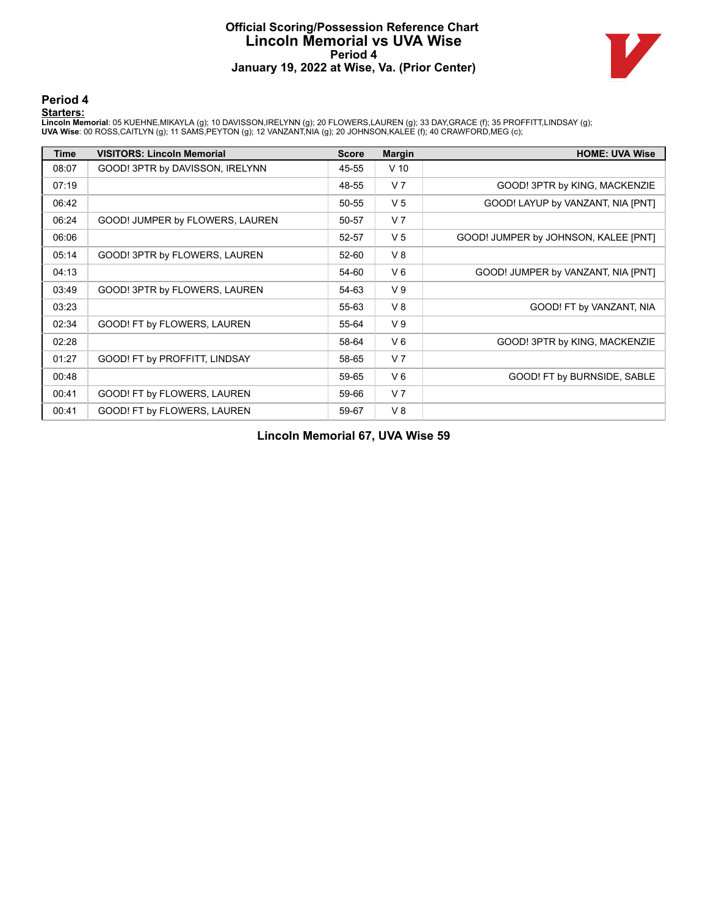# Official Scoring/Possession Reference Chart
## Lincoln Memorial vs UVA Wise
### Period 4
### January 19, 2022 at Wise, Va. (Prior Center)

## Period 4

**Starters:**

**Lincoln Memorial**: 05 KUEHNE,MIKAYLA (g); 10 DAVISSON,IRELYNN (g); 20 FLOWERS,LAUREN (g); 33 DAY,GRACE (f); 35 PROFFITT,LINDSAY (g);
**UVA Wise**: 00 ROSS,CAITLYN (g); 11 SAMS,PEYTON (g); 12 VANZANT,NIA (g); 20 JOHNSON,KALEE (f); 40 CRAWFORD,MEG (c);

| Time | VISITORS: Lincoln Memorial | Score | Margin | HOME: UVA Wise |
|---|---|---|---|---|
| 08:07 | GOOD! 3PTR by DAVISSON, IRELYNN | 45-55 | V 10 | |
| 07:19 | | 48-55 | V 7 | GOOD! 3PTR by KING, MACKENZIE |
| 06:42 | | 50-55 | V 5 | GOOD! LAYUP by VANZANT, NIA [PNT] |
| 06:24 | GOOD! JUMPER by FLOWERS, LAUREN | 50-57 | V 7 | |
| 06:06 | | 52-57 | V 5 | GOOD! JUMPER by JOHNSON, KALEE [PNT] |
| 05:14 | GOOD! 3PTR by FLOWERS, LAUREN | 52-60 | V 8 | |
| 04:13 | | 54-60 | V 6 | GOOD! JUMPER by VANZANT, NIA [PNT] |
| 03:49 | GOOD! 3PTR by FLOWERS, LAUREN | 54-63 | V 9 | |
| 03:23 | | 55-63 | V 8 | GOOD! FT by VANZANT, NIA |
| 02:34 | GOOD! FT by FLOWERS, LAUREN | 55-64 | V 9 | |
| 02:28 | | 58-64 | V 6 | GOOD! 3PTR by KING, MACKENZIE |
| 01:27 | GOOD! FT by PROFFITT, LINDSAY | 58-65 | V 7 | |
| 00:48 | | 59-65 | V 6 | GOOD! FT by BURNSIDE, SABLE |
| 00:41 | GOOD! FT by FLOWERS, LAUREN | 59-66 | V 7 | |
| 00:41 | GOOD! FT by FLOWERS, LAUREN | 59-67 | V 8 | |

**Lincoln Memorial 67, UVA Wise 59**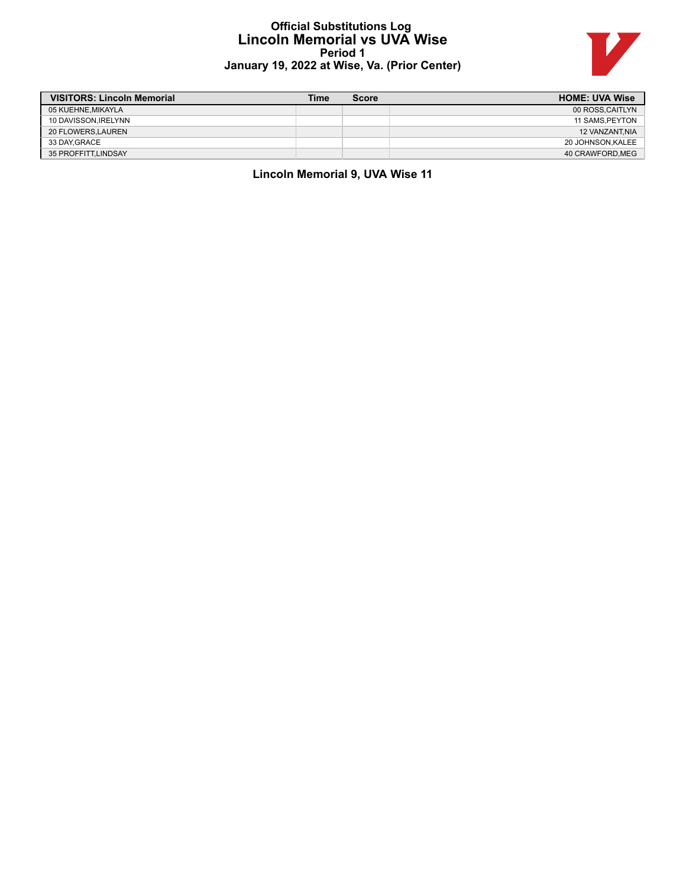# Official Substitutions Log
## Lincoln Memorial vs UVA Wise
### Period 1
### January 19, 2022 at Wise, Va. (Prior Center)

| VISITORS: Lincoln Memorial | Time | Score | HOME: UVA Wise |
|---|---|---|---|
| 05 KUEHNE,MIKAYLA | | | 00 ROSS,CAITLYN |
| 10 DAVISSON,IRELYNN | | | 11 SAMS,PEYTON |
| 20 FLOWERS,LAUREN | | | 12 VANZANT,NIA |
| 33 DAY,GRACE | | | 20 JOHNSON,KALEE |
| 35 PROFFITT,LINDSAY | | | 40 CRAWFORD,MEG |

**Lincoln Memorial 9, UVA Wise 11**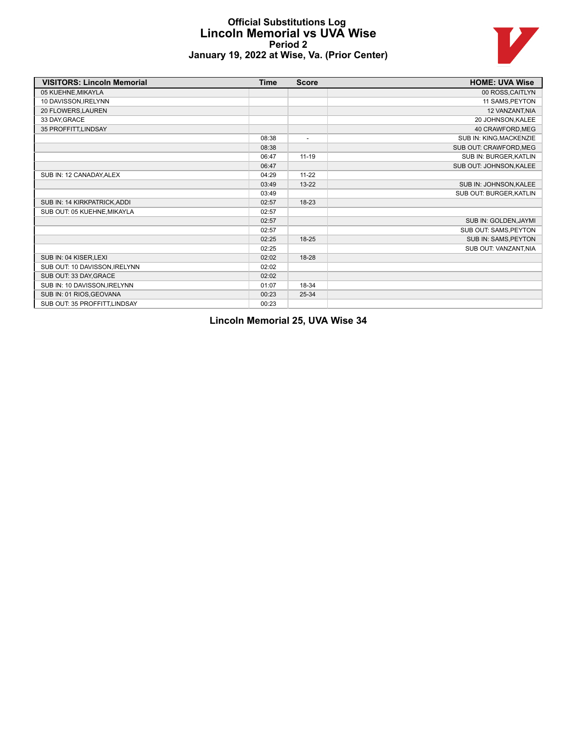# Official Substitutions Log
## Lincoln Memorial vs UVA Wise
### Period 2
### January 19, 2022 at Wise, Va. (Prior Center)

| VISITORS: Lincoln Memorial | Time | Score | HOME: UVA Wise |
|---|---|---|---|
| 05 KUEHNE,MIKAYLA | | | 00 ROSS,CAITLYN |
| 10 DAVISSON,IRELYNN | | | 11 SAMS,PEYTON |
| 20 FLOWERS,LAUREN | | | 12 VANZANT,NIA |
| 33 DAY,GRACE | | | 20 JOHNSON,KALEE |
| 35 PROFFITT,LINDSAY | | | 40 CRAWFORD,MEG |
| | 08:38 | - | SUB IN: KING,MACKENZIE |
| | 08:38 | | SUB OUT: CRAWFORD,MEG |
| | 06:47 | 11-19 | SUB IN: BURGER,KATLIN |
| | 06:47 | | SUB OUT: JOHNSON,KALEE |
| SUB IN: 12 CANADAY,ALEX | 04:29 | 11-22 | |
| | 03:49 | 13-22 | SUB IN: JOHNSON,KALEE |
| | 03:49 | | SUB OUT: BURGER,KATLIN |
| SUB IN: 14 KIRKPATRICK,ADDI | 02:57 | 18-23 | |
| SUB OUT: 05 KUEHNE,MIKAYLA | 02:57 | | |
| | 02:57 | | SUB IN: GOLDEN,JAYMI |
| | 02:57 | | SUB OUT: SAMS,PEYTON |
| | 02:25 | 18-25 | SUB IN: SAMS,PEYTON |
| | 02:25 | | SUB OUT: VANZANT,NIA |
| SUB IN: 04 KISER,LEXI | 02:02 | 18-28 | |
| SUB OUT: 10 DAVISSON,IRELYNN | 02:02 | | |
| SUB OUT: 33 DAY,GRACE | 02:02 | | |
| SUB IN: 10 DAVISSON,IRELYNN | 01:07 | 18-34 | |
| SUB IN: 01 RIOS,GEOVANA | 00:23 | 25-34 | |
| SUB OUT: 35 PROFFITT,LINDSAY | 00:23 | | |

**Lincoln Memorial 25, UVA Wise 34**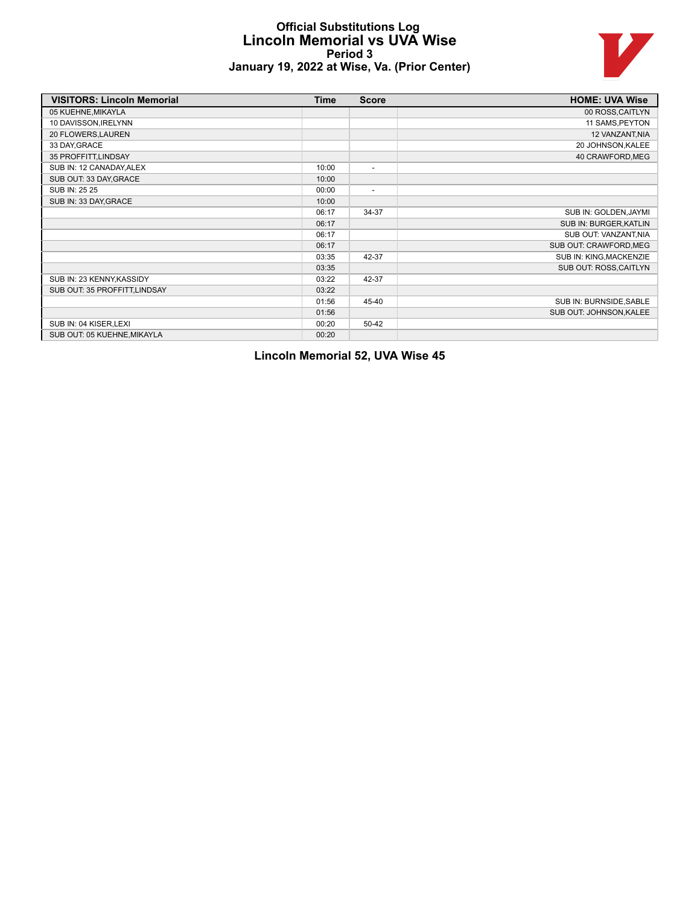# Official Substitutions Log
## Lincoln Memorial vs UVA Wise
### Period 3
### January 19, 2022 at Wise, Va. (Prior Center)

| VISITORS: Lincoln Memorial | Time | Score | HOME: UVA Wise |
|---|---|---|---|
| 05 KUEHNE,MIKAYLA | | | 00 ROSS,CAITLYN |
| 10 DAVISSON,IRELYNN | | | 11 SAMS,PEYTON |
| 20 FLOWERS,LAUREN | | | 12 VANZANT,NIA |
| 33 DAY,GRACE | | | 20 JOHNSON,KALEE |
| 35 PROFFITT,LINDSAY | | | 40 CRAWFORD,MEG |
| SUB IN: 12 CANADAY,ALEX | 10:00 | - | |
| SUB OUT: 33 DAY,GRACE | 10:00 | | |
| SUB IN: 25 25 | 00:00 | - | |
| SUB IN: 33 DAY,GRACE | 10:00 | | |
| | 06:17 | 34-37 | SUB IN: GOLDEN,JAYMI |
| | 06:17 | | SUB IN: BURGER,KATLIN |
| | 06:17 | | SUB OUT: VANZANT,NIA |
| | 06:17 | | SUB OUT: CRAWFORD,MEG |
| | 03:35 | 42-37 | SUB IN: KING,MACKENZIE |
| | 03:35 | | SUB OUT: ROSS,CAITLYN |
| SUB IN: 23 KENNY,KASSIDY | 03:22 | 42-37 | |
| SUB OUT: 35 PROFFITT,LINDSAY | 03:22 | | |
| | 01:56 | 45-40 | SUB IN: BURNSIDE,SABLE |
| | 01:56 | | SUB OUT: JOHNSON,KALEE |
| SUB IN: 04 KISER,LEXI | 00:20 | 50-42 | |
| SUB OUT: 05 KUEHNE,MIKAYLA | 00:20 | | |

**Lincoln Memorial 52, UVA Wise 45**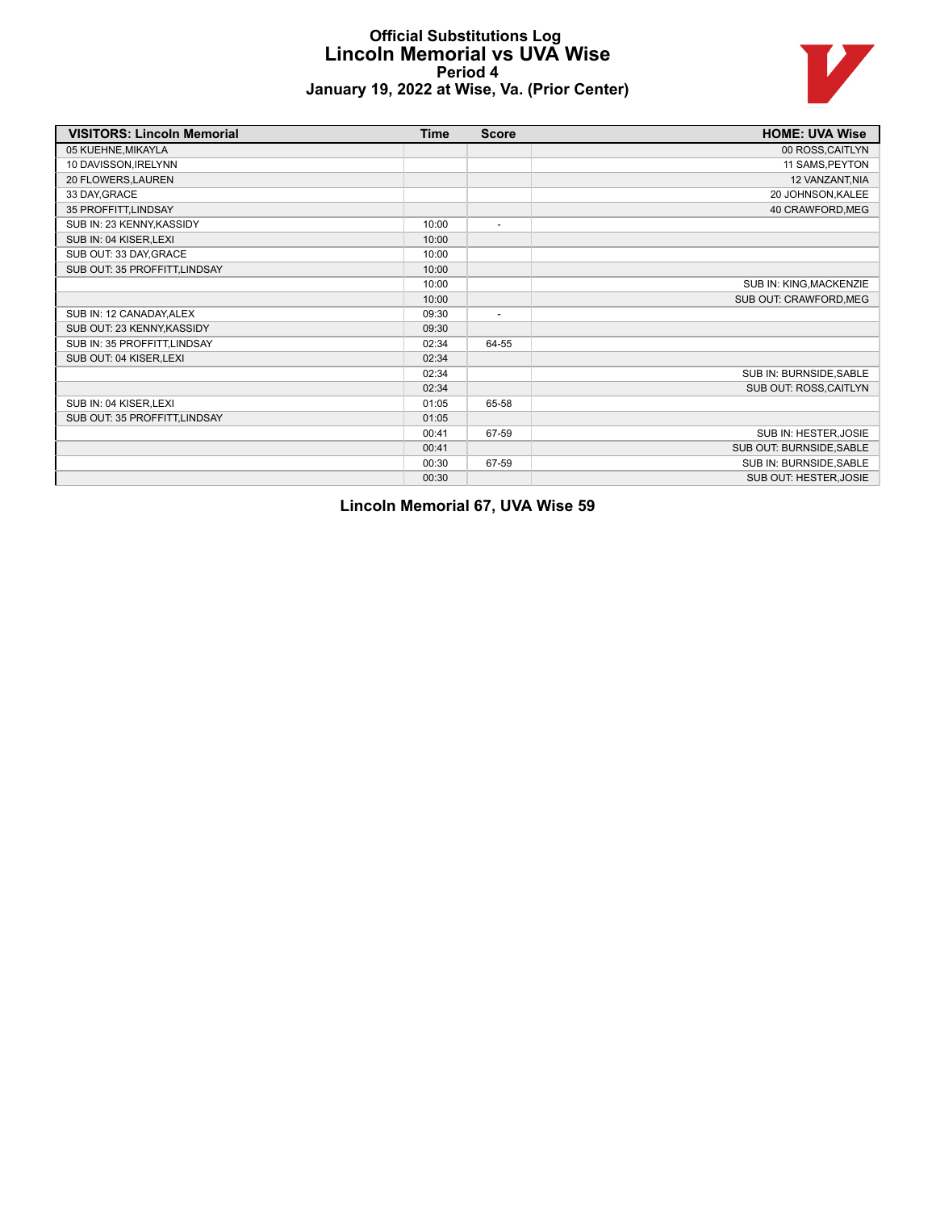# Official Substitutions Log
## Lincoln Memorial vs UVA Wise
### Period 4
### January 19, 2022 at Wise, Va. (Prior Center)

| VISITORS: Lincoln Memorial | Time | Score | HOME: UVA Wise |
|---|---|---|---|
| 05 KUEHNE,MIKAYLA | | | 00 ROSS,CAITLYN |
| 10 DAVISSON,IRELYNN | | | 11 SAMS,PEYTON |
| 20 FLOWERS,LAUREN | | | 12 VANZANT,NIA |
| 33 DAY,GRACE | | | 20 JOHNSON,KALEE |
| 35 PROFFITT,LINDSAY | | | 40 CRAWFORD,MEG |
| SUB IN: 23 KENNY,KASSIDY | 10:00 | - | |
| SUB IN: 04 KISER,LEXI | 10:00 | | |
| SUB OUT: 33 DAY,GRACE | 10:00 | | |
| SUB OUT: 35 PROFFITT,LINDSAY | 10:00 | | |
| | 10:00 | | SUB IN: KING,MACKENZIE |
| | 10:00 | | SUB OUT: CRAWFORD,MEG |
| SUB IN: 12 CANADAY,ALEX | 09:30 | - | |
| SUB OUT: 23 KENNY,KASSIDY | 09:30 | | |
| SUB IN: 35 PROFFITT,LINDSAY | 02:34 | 64-55 | |
| SUB OUT: 04 KISER,LEXI | 02:34 | | |
| | 02:34 | | SUB IN: BURNSIDE,SABLE |
| | 02:34 | | SUB OUT: ROSS,CAITLYN |
| SUB IN: 04 KISER,LEXI | 01:05 | 65-58 | |
| SUB OUT: 35 PROFFITT,LINDSAY | 01:05 | | |
| | 00:41 | 67-59 | SUB IN: HESTER,JOSIE |
| | 00:41 | | SUB OUT: BURNSIDE,SABLE |
| | 00:30 | 67-59 | SUB IN: BURNSIDE,SABLE |
| | 00:30 | | SUB OUT: HESTER,JOSIE |

**Lincoln Memorial 67, UVA Wise 59**